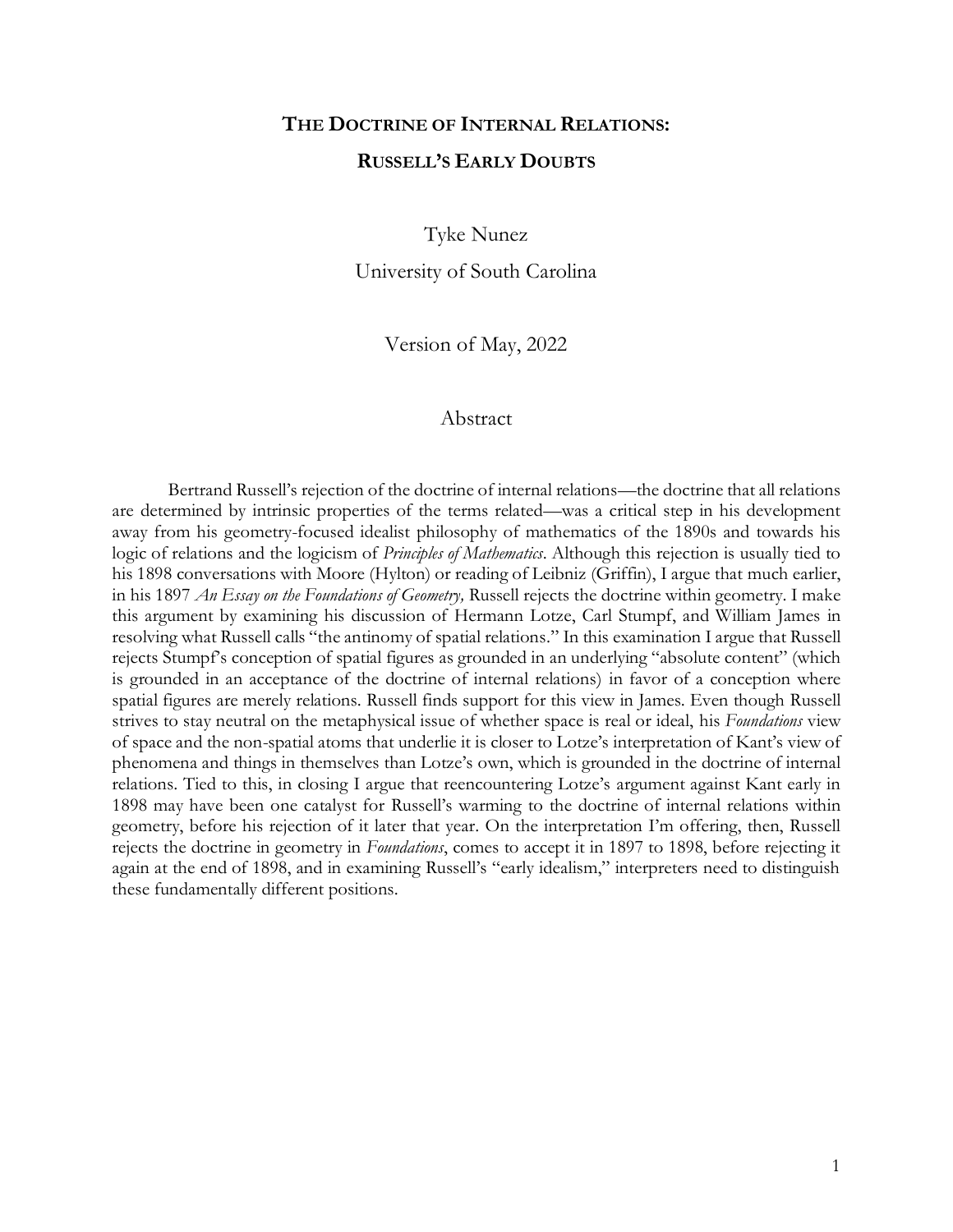# The Doctrine of Internal Relations: Russell's Early Doubts

Tyke Nunez

University of South Carolina

Version of May, 2022

## Abstract

Bertrand Russell's rejection of the doctrine of internal relations—the doctrine that all relations are determined by intrinsic properties of the terms related—was a critical step in his development away from his geometry-focused idealist philosophy of mathematics of the 1890s and towards his logic of relations and the logicism of *Principles of Mathematics*. Although this rejection is usually tied to his 1898 conversations with Moore (Hylton) or reading of Leibniz (Griffin), I argue that much earlier, in his 1897 *An Essay on the Foundations of Geometry,* Russell rejects the doctrine within geometry. I make this argument by examining his discussion of Hermann Lotze, Carl Stumpf, and William James in resolving what Russell calls "the antinomy of spatial relations." In this examination I argue that Russell rejects Stumpf's conception of spatial figures as grounded in an underlying "absolute content" (which is grounded in an acceptance of the doctrine of internal relations) in favor of a conception where spatial figures are merely relations. Russell finds support for this view in James. Even though Russell strives to stay neutral on the metaphysical issue of whether space is real or ideal, his *Foundations* view of space and the non-spatial atoms that underlie it is closer to Lotze's interpretation of Kant's view of phenomena and things in themselves than Lotze's own, which is grounded in the doctrine of internal relations. Tied to this, in closing I argue that reencountering Lotze's argument against Kant early in 1898 may have been one catalyst for Russell's warming to the doctrine of internal relations within geometry, before his rejection of it later that year. On the interpretation I'm offering, then, Russell rejects the doctrine in geometry in *Foundations*, comes to accept it in 1897 to 1898, before rejecting it again at the end of 1898, and in examining Russell's "early idealism," interpreters need to distinguish these fundamentally different positions.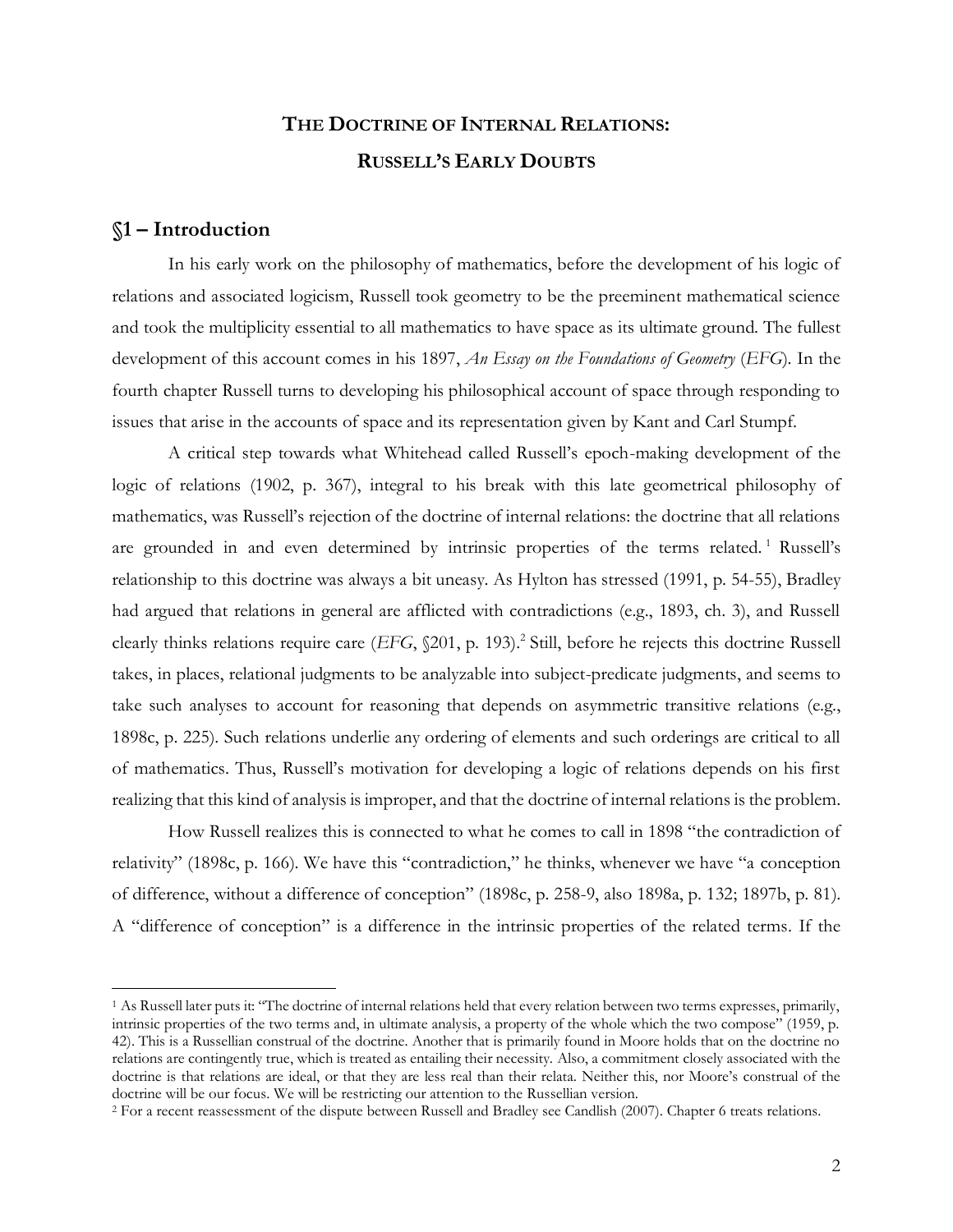# The Doctrine of Internal Relations: Russell's Early Doubts

## §1 – Introduction

In his early work on the philosophy of mathematics, before the development of his logic of relations and associated logicism, Russell took geometry to be the preeminent mathematical science and took the multiplicity essential to all mathematics to have space as its ultimate ground. The fullest development of this account comes in his 1897, *An Essay on the Foundations of Geometry* (*EFG*). In the fourth chapter Russell turns to developing his philosophical account of space through responding to issues that arise in the accounts of space and its representation given by Kant and Carl Stumpf.

A critical step towards what Whitehead called Russell's epoch-making development of the logic of relations (1902, p. 367), integral to his break with this late geometrical philosophy of mathematics, was Russell's rejection of the doctrine of internal relations: the doctrine that all relations are grounded in and even determined by intrinsic properties of the terms related.[1] Russell's relationship to this doctrine was always a bit uneasy. As Hylton has stressed (1991, p. 54-55), Bradley had argued that relations in general are afflicted with contradictions (e.g., 1893, ch. 3), and Russell clearly thinks relations require care (*EFG*, §201, p. 193).[2] Still, before he rejects this doctrine Russell takes, in places, relational judgments to be analyzable into subject-predicate judgments, and seems to take such analyses to account for reasoning that depends on asymmetric transitive relations (e.g., 1898c, p. 225). Such relations underlie any ordering of elements and such orderings are critical to all of mathematics. Thus, Russell's motivation for developing a logic of relations depends on his first realizing that this kind of analysis is improper, and that the doctrine of internal relations is the problem.

How Russell realizes this is connected to what he comes to call in 1898 "the contradiction of relativity" (1898c, p. 166). We have this "contradiction," he thinks, whenever we have "a conception of difference, without a difference of conception" (1898c, p. 258-9, also 1898a, p. 132; 1897b, p. 81). A "difference of conception" is a difference in the intrinsic properties of the related terms. If the

[1] As Russell later puts it: "The doctrine of internal relations held that every relation between two terms expresses, primarily, intrinsic properties of the two terms and, in ultimate analysis, a property of the whole which the two compose" (1959, p. 42). This is a Russellian construal of the doctrine. Another that is primarily found in Moore holds that on the doctrine no relations are contingently true, which is treated as entailing their necessity. Also, a commitment closely associated with the doctrine is that relations are ideal, or that they are less real than their relata. Neither this, nor Moore's construal of the doctrine will be our focus. We will be restricting our attention to the Russellian version.

[2] For a recent reassessment of the dispute between Russell and Bradley see Candlish (2007). Chapter 6 treats relations.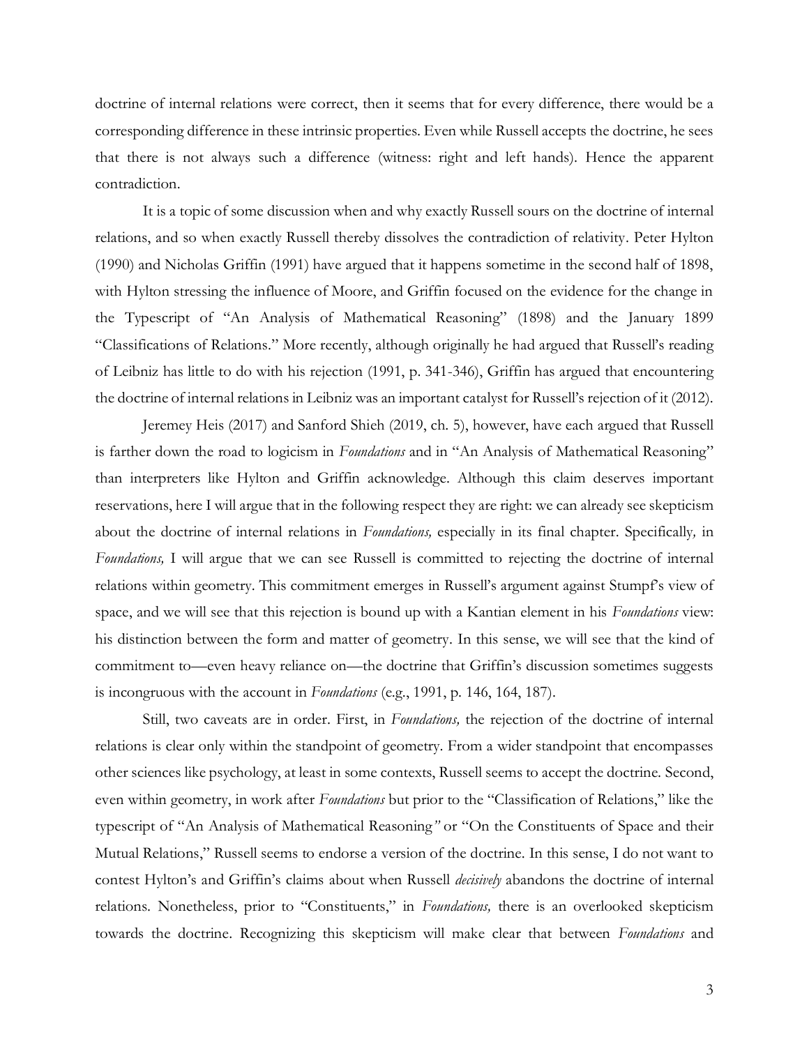doctrine of internal relations were correct, then it seems that for every difference, there would be a corresponding difference in these intrinsic properties. Even while Russell accepts the doctrine, he sees that there is not always such a difference (witness: right and left hands). Hence the apparent contradiction.

It is a topic of some discussion when and why exactly Russell sours on the doctrine of internal relations, and so when exactly Russell thereby dissolves the contradiction of relativity. Peter Hylton (1990) and Nicholas Griffin (1991) have argued that it happens sometime in the second half of 1898, with Hylton stressing the influence of Moore, and Griffin focused on the evidence for the change in the Typescript of "An Analysis of Mathematical Reasoning" (1898) and the January 1899 "Classifications of Relations." More recently, although originally he had argued that Russell's reading of Leibniz has little to do with his rejection (1991, p. 341-346), Griffin has argued that encountering the doctrine of internal relations in Leibniz was an important catalyst for Russell's rejection of it (2012).

Jeremey Heis (2017) and Sanford Shieh (2019, ch. 5), however, have each argued that Russell is farther down the road to logicism in *Foundations* and in "An Analysis of Mathematical Reasoning" than interpreters like Hylton and Griffin acknowledge. Although this claim deserves important reservations, here I will argue that in the following respect they are right: we can already see skepticism about the doctrine of internal relations in *Foundations,* especially in its final chapter. Specifically*,* in *Foundations,* I will argue that we can see Russell is committed to rejecting the doctrine of internal relations within geometry. This commitment emerges in Russell's argument against Stumpf's view of space, and we will see that this rejection is bound up with a Kantian element in his *Foundations* view: his distinction between the form and matter of geometry. In this sense, we will see that the kind of commitment to—even heavy reliance on—the doctrine that Griffin's discussion sometimes suggests is incongruous with the account in *Foundations* (e.g., 1991, p. 146, 164, 187).

Still, two caveats are in order. First, in *Foundations,* the rejection of the doctrine of internal relations is clear only within the standpoint of geometry. From a wider standpoint that encompasses other sciences like psychology, at least in some contexts, Russell seems to accept the doctrine. Second, even within geometry, in work after *Foundations* but prior to the "Classification of Relations," like the typescript of "An Analysis of Mathematical Reasoning*"* or "On the Constituents of Space and their Mutual Relations," Russell seems to endorse a version of the doctrine. In this sense, I do not want to contest Hylton's and Griffin's claims about when Russell *decisively* abandons the doctrine of internal relations. Nonetheless, prior to "Constituents," in *Foundations,* there is an overlooked skepticism towards the doctrine. Recognizing this skepticism will make clear that between *Foundations* and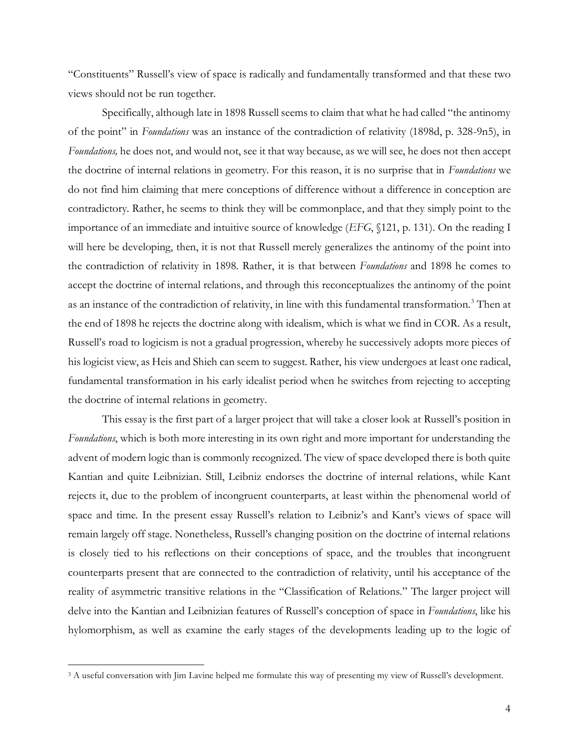"Constituents" Russell's view of space is radically and fundamentally transformed and that these two views should not be run together.

Specifically, although late in 1898 Russell seems to claim that what he had called "the antinomy of the point" in *Foundations* was an instance of the contradiction of relativity (1898d, p. 328-9n5), in *Foundations,* he does not, and would not, see it that way because, as we will see, he does not then accept the doctrine of internal relations in geometry. For this reason, it is no surprise that in *Foundations* we do not find him claiming that mere conceptions of difference without a difference in conception are contradictory. Rather, he seems to think they will be commonplace, and that they simply point to the importance of an immediate and intuitive source of knowledge (*EFG*, §121, p. 131). On the reading I will here be developing, then, it is not that Russell merely generalizes the antinomy of the point into the contradiction of relativity in 1898. Rather, it is that between *Foundations* and 1898 he comes to accept the doctrine of internal relations, and through this reconceptualizes the antinomy of the point as an instance of the contradiction of relativity, in line with this fundamental transformation.[3] Then at the end of 1898 he rejects the doctrine along with idealism, which is what we find in COR. As a result, Russell's road to logicism is not a gradual progression, whereby he successively adopts more pieces of his logicist view, as Heis and Shieh can seem to suggest. Rather, his view undergoes at least one radical, fundamental transformation in his early idealist period when he switches from rejecting to accepting the doctrine of internal relations in geometry.

This essay is the first part of a larger project that will take a closer look at Russell's position in *Foundations*, which is both more interesting in its own right and more important for understanding the advent of modern logic than is commonly recognized. The view of space developed there is both quite Kantian and quite Leibnizian. Still, Leibniz endorses the doctrine of internal relations, while Kant rejects it, due to the problem of incongruent counterparts, at least within the phenomenal world of space and time. In the present essay Russell's relation to Leibniz's and Kant's views of space will remain largely off stage. Nonetheless, Russell's changing position on the doctrine of internal relations is closely tied to his reflections on their conceptions of space, and the troubles that incongruent counterparts present that are connected to the contradiction of relativity, until his acceptance of the reality of asymmetric transitive relations in the "Classification of Relations." The larger project will delve into the Kantian and Leibnizian features of Russell's conception of space in *Foundations*, like his hylomorphism, as well as examine the early stages of the developments leading up to the logic of

[3] A useful conversation with Jim Lavine helped me formulate this way of presenting my view of Russell's development.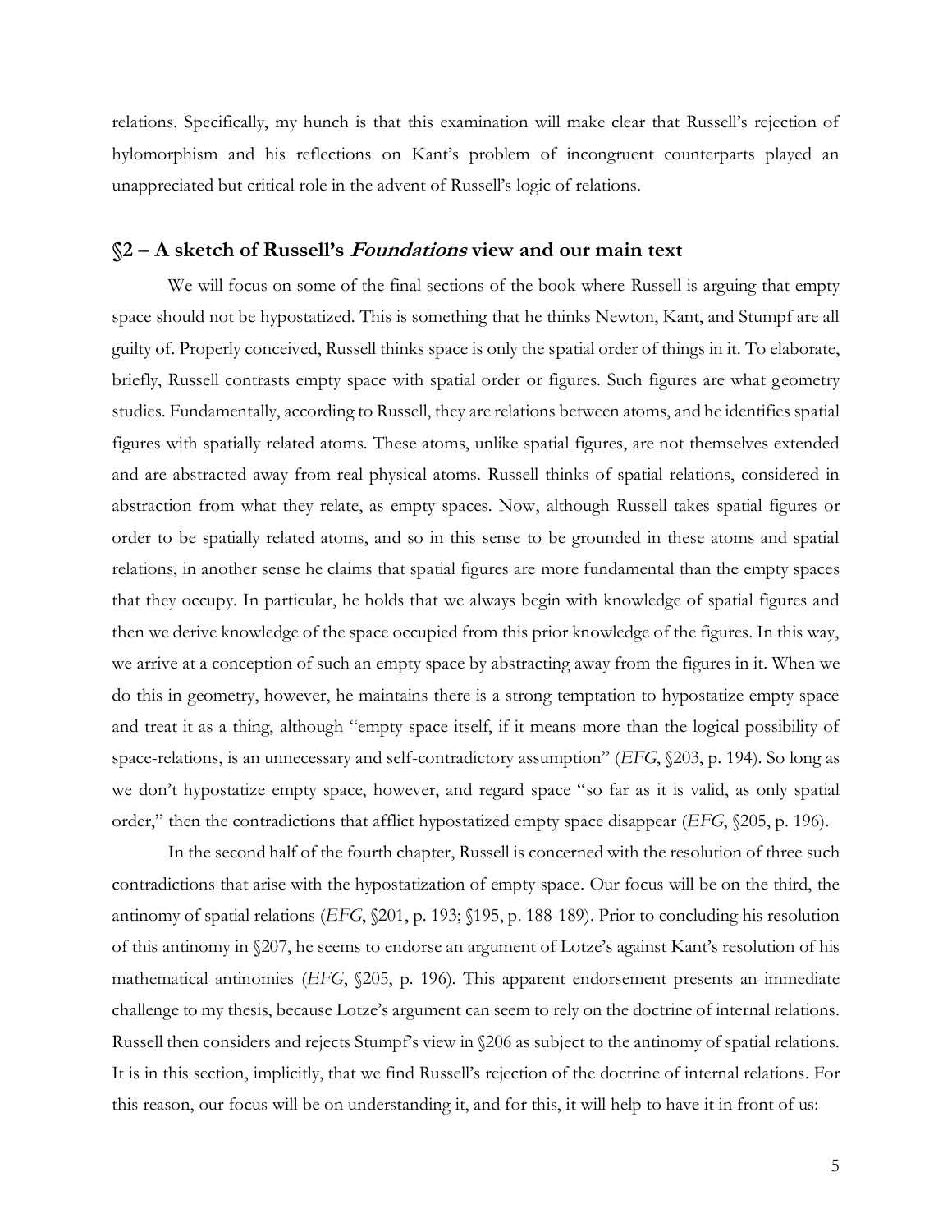relations. Specifically, my hunch is that this examination will make clear that Russell's rejection of hylomorphism and his reflections on Kant's problem of incongruent counterparts played an unappreciated but critical role in the advent of Russell's logic of relations.

## §2 – A sketch of Russell's *Foundations* view and our main text

We will focus on some of the final sections of the book where Russell is arguing that empty space should not be hypostatized. This is something that he thinks Newton, Kant, and Stumpf are all guilty of. Properly conceived, Russell thinks space is only the spatial order of things in it. To elaborate, briefly, Russell contrasts empty space with spatial order or figures. Such figures are what geometry studies. Fundamentally, according to Russell, they are relations between atoms, and he identifies spatial figures with spatially related atoms. These atoms, unlike spatial figures, are not themselves extended and are abstracted away from real physical atoms. Russell thinks of spatial relations, considered in abstraction from what they relate, as empty spaces. Now, although Russell takes spatial figures or order to be spatially related atoms, and so in this sense to be grounded in these atoms and spatial relations, in another sense he claims that spatial figures are more fundamental than the empty spaces that they occupy. In particular, he holds that we always begin with knowledge of spatial figures and then we derive knowledge of the space occupied from this prior knowledge of the figures. In this way, we arrive at a conception of such an empty space by abstracting away from the figures in it. When we do this in geometry, however, he maintains there is a strong temptation to hypostatize empty space and treat it as a thing, although "empty space itself, if it means more than the logical possibility of space-relations, is an unnecessary and self-contradictory assumption" (*EFG*, §203, p. 194). So long as we don't hypostatize empty space, however, and regard space "so far as it is valid, as only spatial order," then the contradictions that afflict hypostatized empty space disappear (*EFG*, §205, p. 196).

In the second half of the fourth chapter, Russell is concerned with the resolution of three such contradictions that arise with the hypostatization of empty space. Our focus will be on the third, the antinomy of spatial relations (*EFG*, §201, p. 193; §195, p. 188-189). Prior to concluding his resolution of this antinomy in §207, he seems to endorse an argument of Lotze's against Kant's resolution of his mathematical antinomies (*EFG*, §205, p. 196). This apparent endorsement presents an immediate challenge to my thesis, because Lotze's argument can seem to rely on the doctrine of internal relations. Russell then considers and rejects Stumpf's view in §206 as subject to the antinomy of spatial relations. It is in this section, implicitly, that we find Russell's rejection of the doctrine of internal relations. For this reason, our focus will be on understanding it, and for this, it will help to have it in front of us: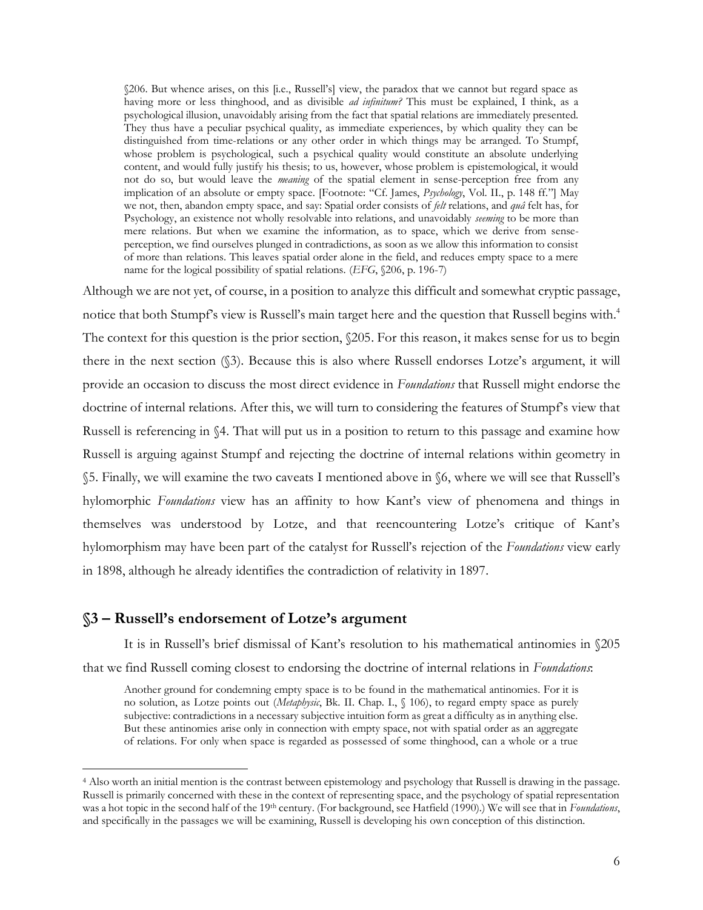> §206. But whence arises, on this [i.e., Russell's] view, the paradox that we cannot but regard space as having more or less thinghood, and as divisible *ad infinitum?* This must be explained, I think, as a psychological illusion, unavoidably arising from the fact that spatial relations are immediately presented. They thus have a peculiar psychical quality, as immediate experiences, by which quality they can be distinguished from time-relations or any other order in which things may be arranged. To Stumpf, whose problem is psychological, such a psychical quality would constitute an absolute underlying content, and would fully justify his thesis; to us, however, whose problem is epistemological, it would not do so, but would leave the *meaning* of the spatial element in sense-perception free from any implication of an absolute or empty space. [Footnote: "Cf. James, *Psychology*, Vol. II., p. 148 ff."] May we not, then, abandon empty space, and say: Spatial order consists of *felt* relations, and *quâ* felt has, for Psychology, an existence not wholly resolvable into relations, and unavoidably *seeming* to be more than mere relations. But when we examine the information, as to space, which we derive from sense-perception, we find ourselves plunged in contradictions, as soon as we allow this information to consist of more than relations. This leaves spatial order alone in the field, and reduces empty space to a mere name for the logical possibility of spatial relations. (*EFG*, §206, p. 196-7)

Although we are not yet, of course, in a position to analyze this difficult and somewhat cryptic passage, notice that both Stumpf's view is Russell's main target here and the question that Russell begins with.[4] The context for this question is the prior section, §205. For this reason, it makes sense for us to begin there in the next section (§3). Because this is also where Russell endorses Lotze's argument, it will provide an occasion to discuss the most direct evidence in *Foundations* that Russell might endorse the doctrine of internal relations. After this, we will turn to considering the features of Stumpf's view that Russell is referencing in §4. That will put us in a position to return to this passage and examine how Russell is arguing against Stumpf and rejecting the doctrine of internal relations within geometry in §5. Finally, we will examine the two caveats I mentioned above in §6, where we will see that Russell's hylomorphic *Foundations* view has an affinity to how Kant's view of phenomena and things in themselves was understood by Lotze, and that reencountering Lotze's critique of Kant's hylomorphism may have been part of the catalyst for Russell's rejection of the *Foundations* view early in 1898, although he already identifies the contradiction of relativity in 1897.

## §3 – Russell's endorsement of Lotze's argument

It is in Russell's brief dismissal of Kant's resolution to his mathematical antinomies in §205 that we find Russell coming closest to endorsing the doctrine of internal relations in *Foundations*:

> Another ground for condemning empty space is to be found in the mathematical antinomies. For it is no solution, as Lotze points out (*Metaphysic*, Bk. II. Chap. I., § 106), to regard empty space as purely subjective: contradictions in a necessary subjective intuition form as great a difficulty as in anything else. But these antinomies arise only in connection with empty space, not with spatial order as an aggregate of relations. For only when space is regarded as possessed of some thinghood, can a whole or a true

[4] Also worth an initial mention is the contrast between epistemology and psychology that Russell is drawing in the passage. Russell is primarily concerned with these in the context of representing space, and the psychology of spatial representation was a hot topic in the second half of the 19th century. (For background, see Hatfield (1990).) We will see that in *Foundations*, and specifically in the passages we will be examining, Russell is developing his own conception of this distinction.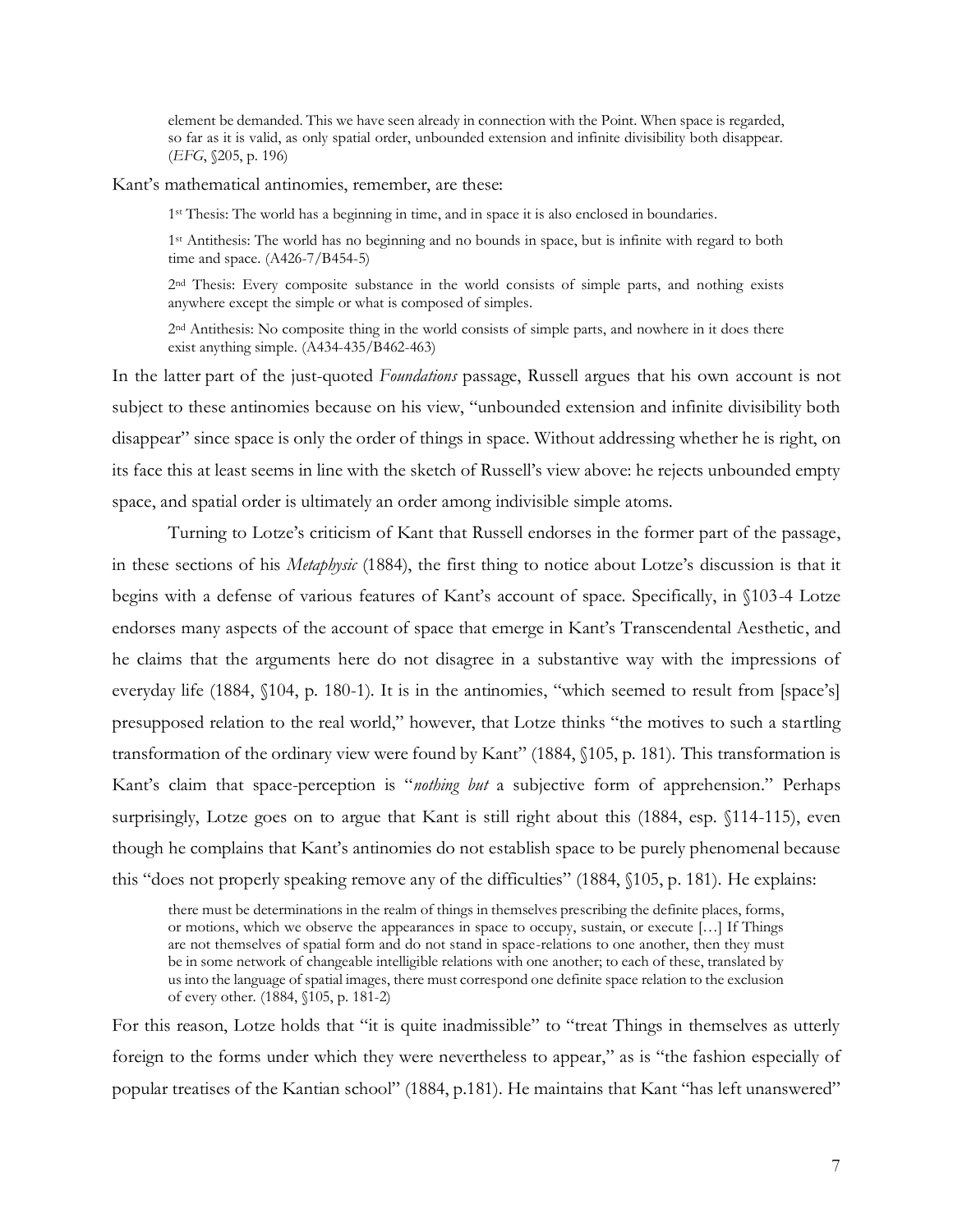> element be demanded. This we have seen already in connection with the Point. When space is regarded, so far as it is valid, as only spatial order, unbounded extension and infinite divisibility both disappear. (*EFG*, §205, p. 196)

Kant's mathematical antinomies, remember, are these:

> 1st Thesis: The world has a beginning in time, and in space it is also enclosed in boundaries.
>
> 1st Antithesis: The world has no beginning and no bounds in space, but is infinite with regard to both time and space. (A426-7/B454-5)
>
> 2nd Thesis: Every composite substance in the world consists of simple parts, and nothing exists anywhere except the simple or what is composed of simples.
>
> 2nd Antithesis: No composite thing in the world consists of simple parts, and nowhere in it does there exist anything simple. (A434-435/B462-463)

In the latter part of the just-quoted *Foundations* passage, Russell argues that his own account is not subject to these antinomies because on his view, "unbounded extension and infinite divisibility both disappear" since space is only the order of things in space. Without addressing whether he is right, on its face this at least seems in line with the sketch of Russell's view above: he rejects unbounded empty space, and spatial order is ultimately an order among indivisible simple atoms.

Turning to Lotze's criticism of Kant that Russell endorses in the former part of the passage, in these sections of his *Metaphysic* (1884), the first thing to notice about Lotze's discussion is that it begins with a defense of various features of Kant's account of space. Specifically, in §103-4 Lotze endorses many aspects of the account of space that emerge in Kant's Transcendental Aesthetic, and he claims that the arguments here do not disagree in a substantive way with the impressions of everyday life (1884, §104, p. 180-1). It is in the antinomies, "which seemed to result from [space's] presupposed relation to the real world," however, that Lotze thinks "the motives to such a startling transformation of the ordinary view were found by Kant" (1884, §105, p. 181). This transformation is Kant's claim that space-perception is "*nothing but* a subjective form of apprehension." Perhaps surprisingly, Lotze goes on to argue that Kant is still right about this (1884, esp. §114-115), even though he complains that Kant's antinomies do not establish space to be purely phenomenal because this "does not properly speaking remove any of the difficulties" (1884, §105, p. 181). He explains:

> there must be determinations in the realm of things in themselves prescribing the definite places, forms, or motions, which we observe the appearances in space to occupy, sustain, or execute […] If Things are not themselves of spatial form and do not stand in space-relations to one another, then they must be in some network of changeable intelligible relations with one another; to each of these, translated by us into the language of spatial images, there must correspond one definite space relation to the exclusion of every other. (1884, §105, p. 181-2)

For this reason, Lotze holds that "it is quite inadmissible" to "treat Things in themselves as utterly foreign to the forms under which they were nevertheless to appear," as is "the fashion especially of popular treatises of the Kantian school" (1884, p.181). He maintains that Kant "has left unanswered"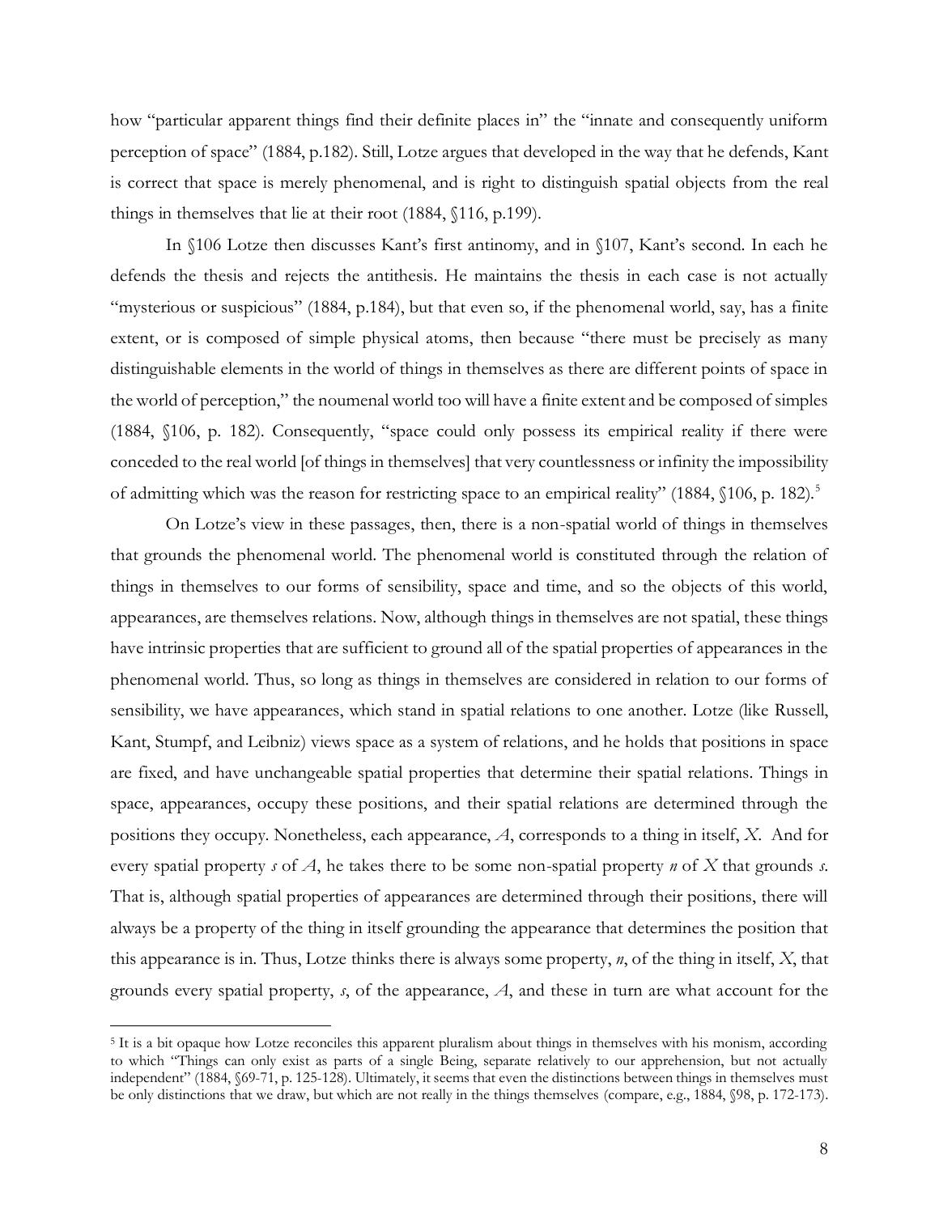how "particular apparent things find their definite places in" the "innate and consequently uniform perception of space" (1884, p.182). Still, Lotze argues that developed in the way that he defends, Kant is correct that space is merely phenomenal, and is right to distinguish spatial objects from the real things in themselves that lie at their root (1884, §116, p.199).

In §106 Lotze then discusses Kant's first antinomy, and in §107, Kant's second. In each he defends the thesis and rejects the antithesis. He maintains the thesis in each case is not actually "mysterious or suspicious" (1884, p.184), but that even so, if the phenomenal world, say, has a finite extent, or is composed of simple physical atoms, then because "there must be precisely as many distinguishable elements in the world of things in themselves as there are different points of space in the world of perception," the noumenal world too will have a finite extent and be composed of simples (1884, §106, p. 182). Consequently, "space could only possess its empirical reality if there were conceded to the real world [of things in themselves] that very countlessness or infinity the impossibility of admitting which was the reason for restricting space to an empirical reality" (1884, §106, p. 182).[5]

On Lotze's view in these passages, then, there is a non-spatial world of things in themselves that grounds the phenomenal world. The phenomenal world is constituted through the relation of things in themselves to our forms of sensibility, space and time, and so the objects of this world, appearances, are themselves relations. Now, although things in themselves are not spatial, these things have intrinsic properties that are sufficient to ground all of the spatial properties of appearances in the phenomenal world. Thus, so long as things in themselves are considered in relation to our forms of sensibility, we have appearances, which stand in spatial relations to one another. Lotze (like Russell, Kant, Stumpf, and Leibniz) views space as a system of relations, and he holds that positions in space are fixed, and have unchangeable spatial properties that determine their spatial relations. Things in space, appearances, occupy these positions, and their spatial relations are determined through the positions they occupy. Nonetheless, each appearance, $A$, corresponds to a thing in itself, $X$. And for every spatial property $s$ of $A$, he takes there to be some non-spatial property $n$ of $X$ that grounds $s$. That is, although spatial properties of appearances are determined through their positions, there will always be a property of the thing in itself grounding the appearance that determines the position that this appearance is in. Thus, Lotze thinks there is always some property, $n$, of the thing in itself, $X$, that grounds every spatial property, $s$, of the appearance, $A$, and these in turn are what account for the

[5] It is a bit opaque how Lotze reconciles this apparent pluralism about things in themselves with his monism, according to which "Things can only exist as parts of a single Being, separate relatively to our apprehension, but not actually independent" (1884, §69-71, p. 125-128). Ultimately, it seems that even the distinctions between things in themselves must be only distinctions that we draw, but which are not really in the things themselves (compare, e.g., 1884, §98, p. 172-173).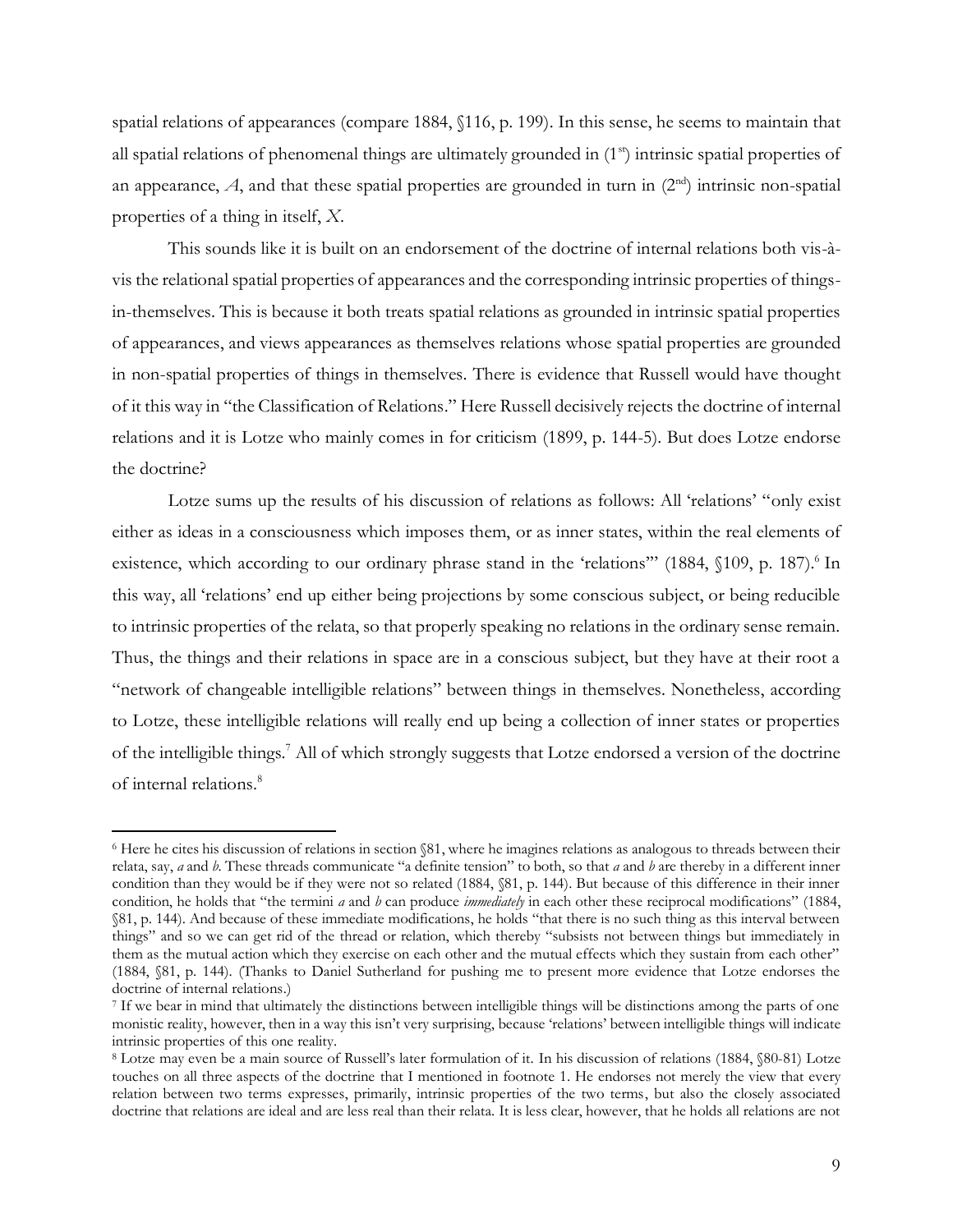spatial relations of appearances (compare 1884, §116, p. 199). In this sense, he seems to maintain that all spatial relations of phenomenal things are ultimately grounded in (1st) intrinsic spatial properties of an appearance, *A*, and that these spatial properties are grounded in turn in (2nd) intrinsic non-spatial properties of a thing in itself, *X*.

This sounds like it is built on an endorsement of the doctrine of internal relations both vis-à-vis the relational spatial properties of appearances and the corresponding intrinsic properties of things-in-themselves. This is because it both treats spatial relations as grounded in intrinsic spatial properties of appearances, and views appearances as themselves relations whose spatial properties are grounded in non-spatial properties of things in themselves. There is evidence that Russell would have thought of it this way in "the Classification of Relations." Here Russell decisively rejects the doctrine of internal relations and it is Lotze who mainly comes in for criticism (1899, p. 144-5). But does Lotze endorse the doctrine?

Lotze sums up the results of his discussion of relations as follows: All 'relations' "only exist either as ideas in a consciousness which imposes them, or as inner states, within the real elements of existence, which according to our ordinary phrase stand in the 'relations'" (1884, §109, p. 187).[6] In this way, all 'relations' end up either being projections by some conscious subject, or being reducible to intrinsic properties of the relata, so that properly speaking no relations in the ordinary sense remain. Thus, the things and their relations in space are in a conscious subject, but they have at their root a "network of changeable intelligible relations" between things in themselves. Nonetheless, according to Lotze, these intelligible relations will really end up being a collection of inner states or properties of the intelligible things.[7] All of which strongly suggests that Lotze endorsed a version of the doctrine of internal relations.[8]

---

[6] Here he cites his discussion of relations in section §81, where he imagines relations as analogous to threads between their relata, say, *a* and *b*. These threads communicate "a definite tension" to both, so that *a* and *b* are thereby in a different inner condition than they would be if they were not so related (1884, §81, p. 144). But because of this difference in their inner condition, he holds that "the termini *a* and *b* can produce *immediately* in each other these reciprocal modifications" (1884, §81, p. 144). And because of these immediate modifications, he holds "that there is no such thing as this interval between things" and so we can get rid of the thread or relation, which thereby "subsists not between things but immediately in them as the mutual action which they exercise on each other and the mutual effects which they sustain from each other" (1884, §81, p. 144). (Thanks to Daniel Sutherland for pushing me to present more evidence that Lotze endorses the doctrine of internal relations.)

[7] If we bear in mind that ultimately the distinctions between intelligible things will be distinctions among the parts of one monistic reality, however, then in a way this isn't very surprising, because 'relations' between intelligible things will indicate intrinsic properties of this one reality.

[8] Lotze may even be a main source of Russell's later formulation of it. In his discussion of relations (1884, §80-81) Lotze touches on all three aspects of the doctrine that I mentioned in footnote 1. He endorses not merely the view that every relation between two terms expresses, primarily, intrinsic properties of the two terms, but also the closely associated doctrine that relations are ideal and are less real than their relata. It is less clear, however, that he holds all relations are not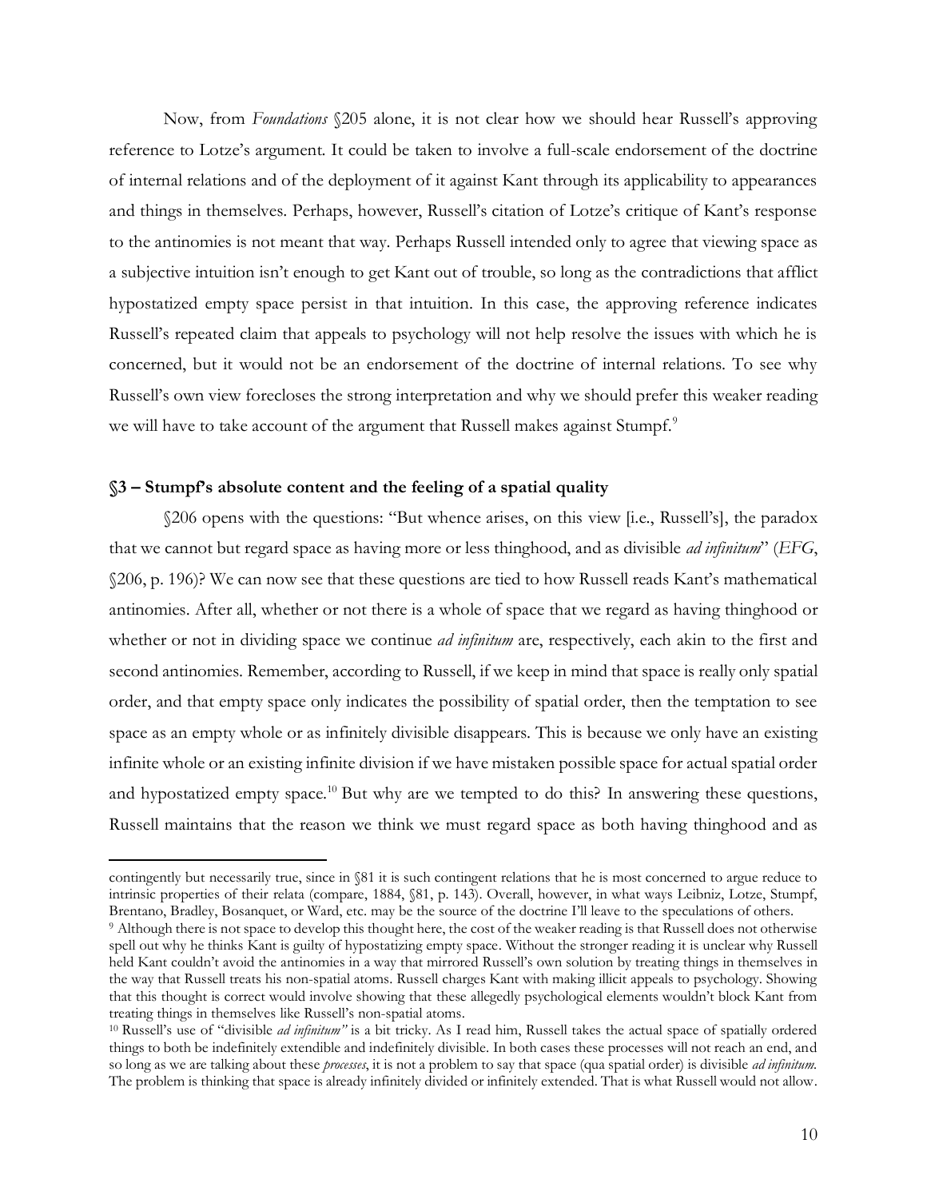Now, from *Foundations* §205 alone, it is not clear how we should hear Russell's approving reference to Lotze's argument. It could be taken to involve a full-scale endorsement of the doctrine of internal relations and of the deployment of it against Kant through its applicability to appearances and things in themselves. Perhaps, however, Russell's citation of Lotze's critique of Kant's response to the antinomies is not meant that way. Perhaps Russell intended only to agree that viewing space as a subjective intuition isn't enough to get Kant out of trouble, so long as the contradictions that afflict hypostatized empty space persist in that intuition. In this case, the approving reference indicates Russell's repeated claim that appeals to psychology will not help resolve the issues with which he is concerned, but it would not be an endorsement of the doctrine of internal relations. To see why Russell's own view forecloses the strong interpretation and why we should prefer this weaker reading we will have to take account of the argument that Russell makes against Stumpf.[9]

### §3 – Stumpf's absolute content and the feeling of a spatial quality

§206 opens with the questions: "But whence arises, on this view [i.e., Russell's], the paradox that we cannot but regard space as having more or less thinghood, and as divisible *ad infinitum*" (*EFG*, §206, p. 196)? We can now see that these questions are tied to how Russell reads Kant's mathematical antinomies. After all, whether or not there is a whole of space that we regard as having thinghood or whether or not in dividing space we continue *ad infinitum* are, respectively, each akin to the first and second antinomies. Remember, according to Russell, if we keep in mind that space is really only spatial order, and that empty space only indicates the possibility of spatial order, then the temptation to see space as an empty whole or as infinitely divisible disappears. This is because we only have an existing infinite whole or an existing infinite division if we have mistaken possible space for actual spatial order and hypostatized empty space.[10] But why are we tempted to do this? In answering these questions, Russell maintains that the reason we think we must regard space as both having thinghood and as

---

contingently but necessarily true, since in §81 it is such contingent relations that he is most concerned to argue reduce to intrinsic properties of their relata (compare, 1884, §81, p. 143). Overall, however, in what ways Leibniz, Lotze, Stumpf, Brentano, Bradley, Bosanquet, or Ward, etc. may be the source of the doctrine I'll leave to the speculations of others.

[9] Although there is not space to develop this thought here, the cost of the weaker reading is that Russell does not otherwise spell out why he thinks Kant is guilty of hypostatizing empty space. Without the stronger reading it is unclear why Russell held Kant couldn't avoid the antinomies in a way that mirrored Russell's own solution by treating things in themselves in the way that Russell treats his non-spatial atoms. Russell charges Kant with making illicit appeals to psychology. Showing that this thought is correct would involve showing that these allegedly psychological elements wouldn't block Kant from treating things in themselves like Russell's non-spatial atoms.

[10] Russell's use of "divisible *ad infinitum*" is a bit tricky. As I read him, Russell takes the actual space of spatially ordered things to both be indefinitely extendible and indefinitely divisible. In both cases these processes will not reach an end, and so long as we are talking about these *processes*, it is not a problem to say that space (qua spatial order) is divisible *ad infinitum*. The problem is thinking that space is already infinitely divided or infinitely extended. That is what Russell would not allow.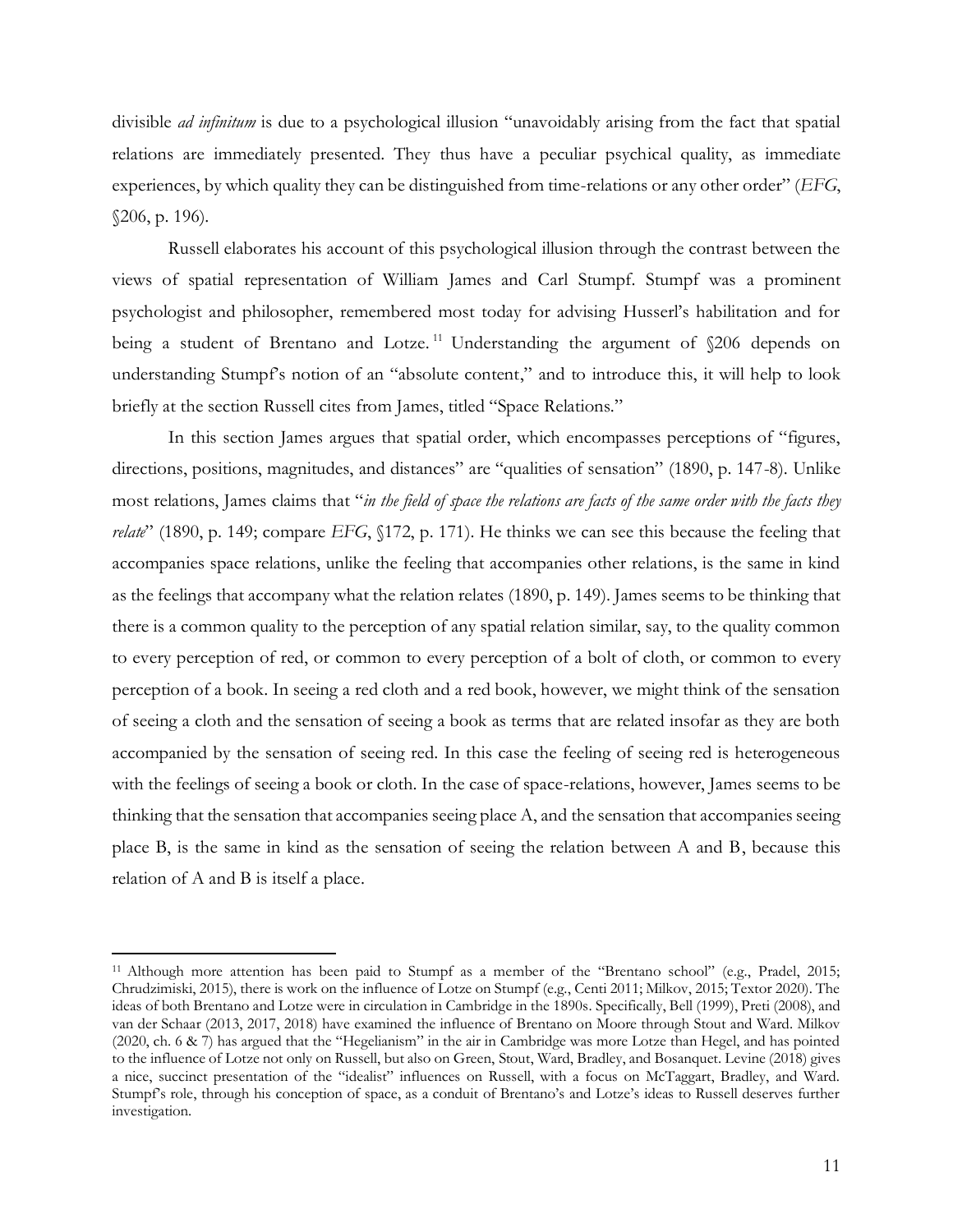divisible *ad infinitum* is due to a psychological illusion "unavoidably arising from the fact that spatial relations are immediately presented. They thus have a peculiar psychical quality, as immediate experiences, by which quality they can be distinguished from time-relations or any other order" (*EFG*, §206, p. 196).

Russell elaborates his account of this psychological illusion through the contrast between the views of spatial representation of William James and Carl Stumpf. Stumpf was a prominent psychologist and philosopher, remembered most today for advising Husserl's habilitation and for being a student of Brentano and Lotze.[11] Understanding the argument of §206 depends on understanding Stumpf's notion of an "absolute content," and to introduce this, it will help to look briefly at the section Russell cites from James, titled "Space Relations."

In this section James argues that spatial order, which encompasses perceptions of "figures, directions, positions, magnitudes, and distances" are "qualities of sensation" (1890, p. 147-8). Unlike most relations, James claims that "*in the field of space the relations are facts of the same order with the facts they relate*" (1890, p. 149; compare *EFG*, §172, p. 171). He thinks we can see this because the feeling that accompanies space relations, unlike the feeling that accompanies other relations, is the same in kind as the feelings that accompany what the relation relates (1890, p. 149). James seems to be thinking that there is a common quality to the perception of any spatial relation similar, say, to the quality common to every perception of red, or common to every perception of a bolt of cloth, or common to every perception of a book. In seeing a red cloth and a red book, however, we might think of the sensation of seeing a cloth and the sensation of seeing a book as terms that are related insofar as they are both accompanied by the sensation of seeing red. In this case the feeling of seeing red is heterogeneous with the feelings of seeing a book or cloth. In the case of space-relations, however, James seems to be thinking that the sensation that accompanies seeing place A, and the sensation that accompanies seeing place B, is the same in kind as the sensation of seeing the relation between A and B, because this relation of A and B is itself a place.

---

[11] Although more attention has been paid to Stumpf as a member of the "Brentano school" (e.g., Pradel, 2015; Chrudzimiski, 2015), there is work on the influence of Lotze on Stumpf (e.g., Centi 2011; Milkov, 2015; Textor 2020). The ideas of both Brentano and Lotze were in circulation in Cambridge in the 1890s. Specifically, Bell (1999), Preti (2008), and van der Schaar (2013, 2017, 2018) have examined the influence of Brentano on Moore through Stout and Ward. Milkov (2020, ch. 6 & 7) has argued that the "Hegelianism" in the air in Cambridge was more Lotze than Hegel, and has pointed to the influence of Lotze not only on Russell, but also on Green, Stout, Ward, Bradley, and Bosanquet. Levine (2018) gives a nice, succinct presentation of the "idealist" influences on Russell, with a focus on McTaggart, Bradley, and Ward. Stumpf's role, through his conception of space, as a conduit of Brentano's and Lotze's ideas to Russell deserves further investigation.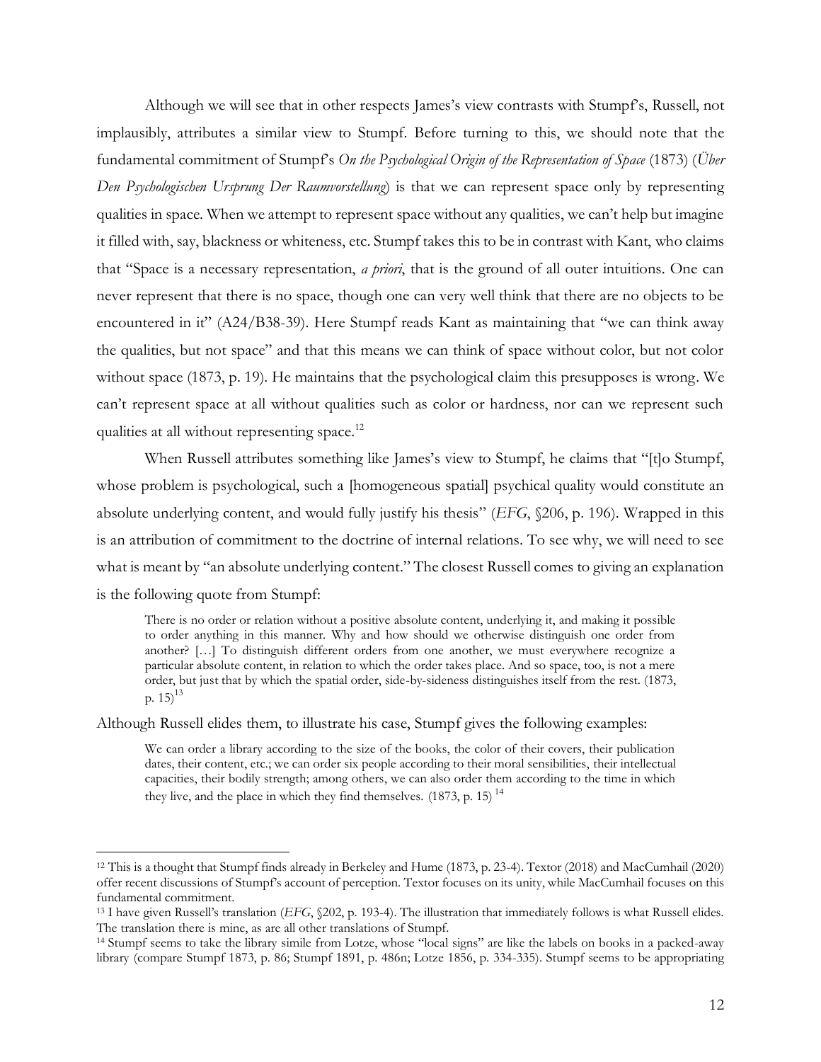Although we will see that in other respects James's view contrasts with Stumpf's, Russell, not implausibly, attributes a similar view to Stumpf. Before turning to this, we should note that the fundamental commitment of Stumpf's *On the Psychological Origin of the Representation of Space* (1873) (*Über Den Psychologischen Ursprung Der Raumvorstellung*) is that we can represent space only by representing qualities in space. When we attempt to represent space without any qualities, we can't help but imagine it filled with, say, blackness or whiteness, etc. Stumpf takes this to be in contrast with Kant, who claims that "Space is a necessary representation, *a priori*, that is the ground of all outer intuitions. One can never represent that there is no space, though one can very well think that there are no objects to be encountered in it" (A24/B38-39). Here Stumpf reads Kant as maintaining that "we can think away the qualities, but not space" and that this means we can think of space without color, but not color without space (1873, p. 19). He maintains that the psychological claim this presupposes is wrong. We can't represent space at all without qualities such as color or hardness, nor can we represent such qualities at all without representing space.[12]

When Russell attributes something like James's view to Stumpf, he claims that "[t]o Stumpf, whose problem is psychological, such a [homogeneous spatial] psychical quality would constitute an absolute underlying content, and would fully justify his thesis" (*EFG*, §206, p. 196). Wrapped in this is an attribution of commitment to the doctrine of internal relations. To see why, we will need to see what is meant by "an absolute underlying content." The closest Russell comes to giving an explanation is the following quote from Stumpf:

> There is no order or relation without a positive absolute content, underlying it, and making it possible to order anything in this manner. Why and how should we otherwise distinguish one order from another? […] To distinguish different orders from one another, we must everywhere recognize a particular absolute content, in relation to which the order takes place. And so space, too, is not a mere order, but just that by which the spatial order, side-by-sideness distinguishes itself from the rest. (1873, p. 15)[13]

Although Russell elides them, to illustrate his case, Stumpf gives the following examples:

> We can order a library according to the size of the books, the color of their covers, their publication dates, their content, etc.; we can order six people according to their moral sensibilities, their intellectual capacities, their bodily strength; among others, we can also order them according to the time in which they live, and the place in which they find themselves. (1873, p. 15)[14]

---

[12] This is a thought that Stumpf finds already in Berkeley and Hume (1873, p. 23-4). Textor (2018) and MacCumhail (2020) offer recent discussions of Stumpf's account of perception. Textor focuses on its unity, while MacCumhail focuses on this fundamental commitment.

[13] I have given Russell's translation (*EFG*, §202, p. 193-4). The illustration that immediately follows is what Russell elides. The translation there is mine, as are all other translations of Stumpf.

[14] Stumpf seems to take the library simile from Lotze, whose "local signs" are like the labels on books in a packed-away library (compare Stumpf 1873, p. 86; Stumpf 1891, p. 486n; Lotze 1856, p. 334-335). Stumpf seems to be appropriating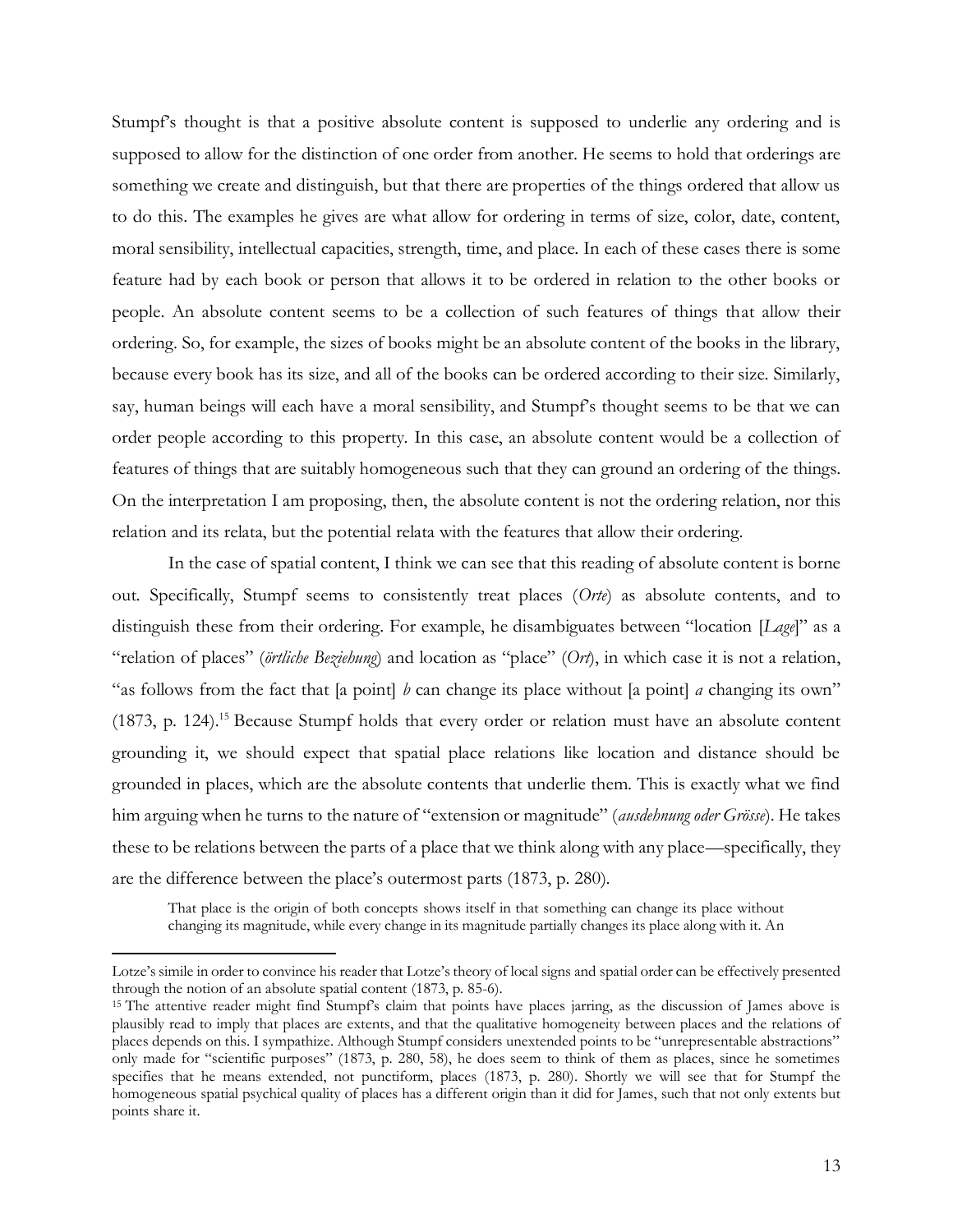Stumpf's thought is that a positive absolute content is supposed to underlie any ordering and is supposed to allow for the distinction of one order from another. He seems to hold that orderings are something we create and distinguish, but that there are properties of the things ordered that allow us to do this. The examples he gives are what allow for ordering in terms of size, color, date, content, moral sensibility, intellectual capacities, strength, time, and place. In each of these cases there is some feature had by each book or person that allows it to be ordered in relation to the other books or people. An absolute content seems to be a collection of such features of things that allow their ordering. So, for example, the sizes of books might be an absolute content of the books in the library, because every book has its size, and all of the books can be ordered according to their size. Similarly, say, human beings will each have a moral sensibility, and Stumpf's thought seems to be that we can order people according to this property. In this case, an absolute content would be a collection of features of things that are suitably homogeneous such that they can ground an ordering of the things. On the interpretation I am proposing, then, the absolute content is not the ordering relation, nor this relation and its relata, but the potential relata with the features that allow their ordering.

In the case of spatial content, I think we can see that this reading of absolute content is borne out. Specifically, Stumpf seems to consistently treat places (*Orte*) as absolute contents, and to distinguish these from their ordering. For example, he disambiguates between "location [*Lage*]" as a "relation of places" (*örtliche Beziehung*) and location as "place" (*Ort*), in which case it is not a relation, "as follows from the fact that [a point] *b* can change its place without [a point] *a* changing its own" (1873, p. 124).[15] Because Stumpf holds that every order or relation must have an absolute content grounding it, we should expect that spatial place relations like location and distance should be grounded in places, which are the absolute contents that underlie them. This is exactly what we find him arguing when he turns to the nature of "extension or magnitude" (*ausdehnung oder Grösse*). He takes these to be relations between the parts of a place that we think along with any place—specifically, they are the difference between the place's outermost parts (1873, p. 280).

> That place is the origin of both concepts shows itself in that something can change its place without changing its magnitude, while every change in its magnitude partially changes its place along with it. An

---

Lotze's simile in order to convince his reader that Lotze's theory of local signs and spatial order can be effectively presented through the notion of an absolute spatial content (1873, p. 85-6).

[15] The attentive reader might find Stumpf's claim that points have places jarring, as the discussion of James above is plausibly read to imply that places are extents, and that the qualitative homogeneity between places and the relations of places depends on this. I sympathize. Although Stumpf considers unextended points to be "unrepresentable abstractions" only made for "scientific purposes" (1873, p. 280, 58), he does seem to think of them as places, since he sometimes specifies that he means extended, not punctiform, places (1873, p. 280). Shortly we will see that for Stumpf the homogeneous spatial psychical quality of places has a different origin than it did for James, such that not only extents but points share it.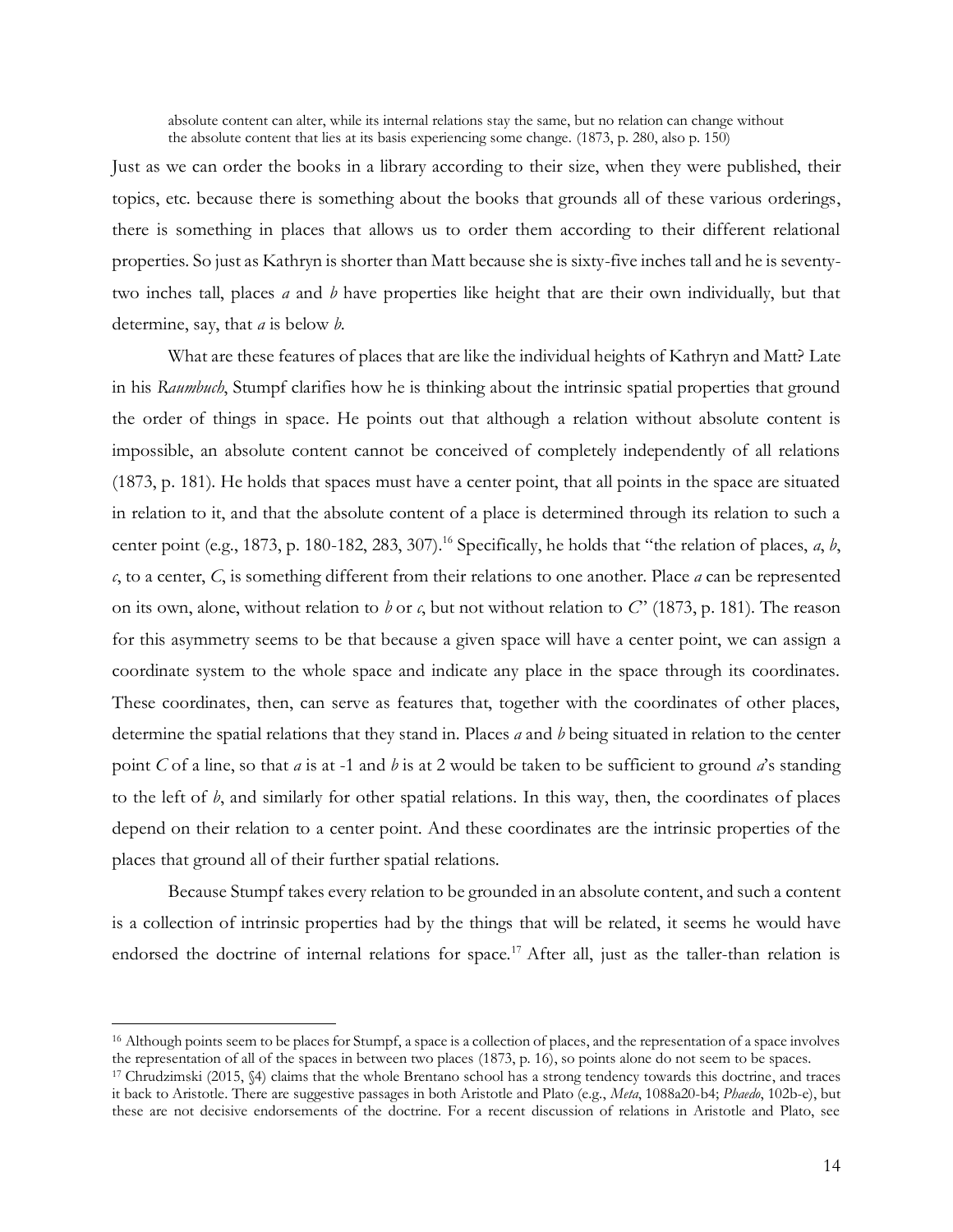> absolute content can alter, while its internal relations stay the same, but no relation can change without the absolute content that lies at its basis experiencing some change. (1873, p. 280, also p. 150)

Just as we can order the books in a library according to their size, when they were published, their topics, etc. because there is something about the books that grounds all of these various orderings, there is something in places that allows us to order them according to their different relational properties. So just as Kathryn is shorter than Matt because she is sixty-five inches tall and he is seventy-two inches tall, places *a* and *b* have properties like height that are their own individually, but that determine, say, that *a* is below *b*.

What are these features of places that are like the individual heights of Kathryn and Matt? Late in his *Raumbuch*, Stumpf clarifies how he is thinking about the intrinsic spatial properties that ground the order of things in space. He points out that although a relation without absolute content is impossible, an absolute content cannot be conceived of completely independently of all relations (1873, p. 181). He holds that spaces must have a center point, that all points in the space are situated in relation to it, and that the absolute content of a place is determined through its relation to such a center point (e.g., 1873, p. 180-182, 283, 307).[16] Specifically, he holds that "the relation of places, *a*, *b*, *c*, to a center, *C*, is something different from their relations to one another. Place *a* can be represented on its own, alone, without relation to *b* or *c*, but not without relation to *C*" (1873, p. 181). The reason for this asymmetry seems to be that because a given space will have a center point, we can assign a coordinate system to the whole space and indicate any place in the space through its coordinates. These coordinates, then, can serve as features that, together with the coordinates of other places, determine the spatial relations that they stand in. Places *a* and *b* being situated in relation to the center point *C* of a line, so that *a* is at -1 and *b* is at 2 would be taken to be sufficient to ground *a*'s standing to the left of *b*, and similarly for other spatial relations. In this way, then, the coordinates of places depend on their relation to a center point. And these coordinates are the intrinsic properties of the places that ground all of their further spatial relations.

Because Stumpf takes every relation to be grounded in an absolute content, and such a content is a collection of intrinsic properties had by the things that will be related, it seems he would have endorsed the doctrine of internal relations for space.[17] After all, just as the taller-than relation is

---

[16] Although points seem to be places for Stumpf, a space is a collection of places, and the representation of a space involves the representation of all of the spaces in between two places (1873, p. 16), so points alone do not seem to be spaces.

[17] Chrudzimski (2015, §4) claims that the whole Brentano school has a strong tendency towards this doctrine, and traces it back to Aristotle. There are suggestive passages in both Aristotle and Plato (e.g., *Meta*, 1088a20-b4; *Phaedo*, 102b-e), but these are not decisive endorsements of the doctrine. For a recent discussion of relations in Aristotle and Plato, see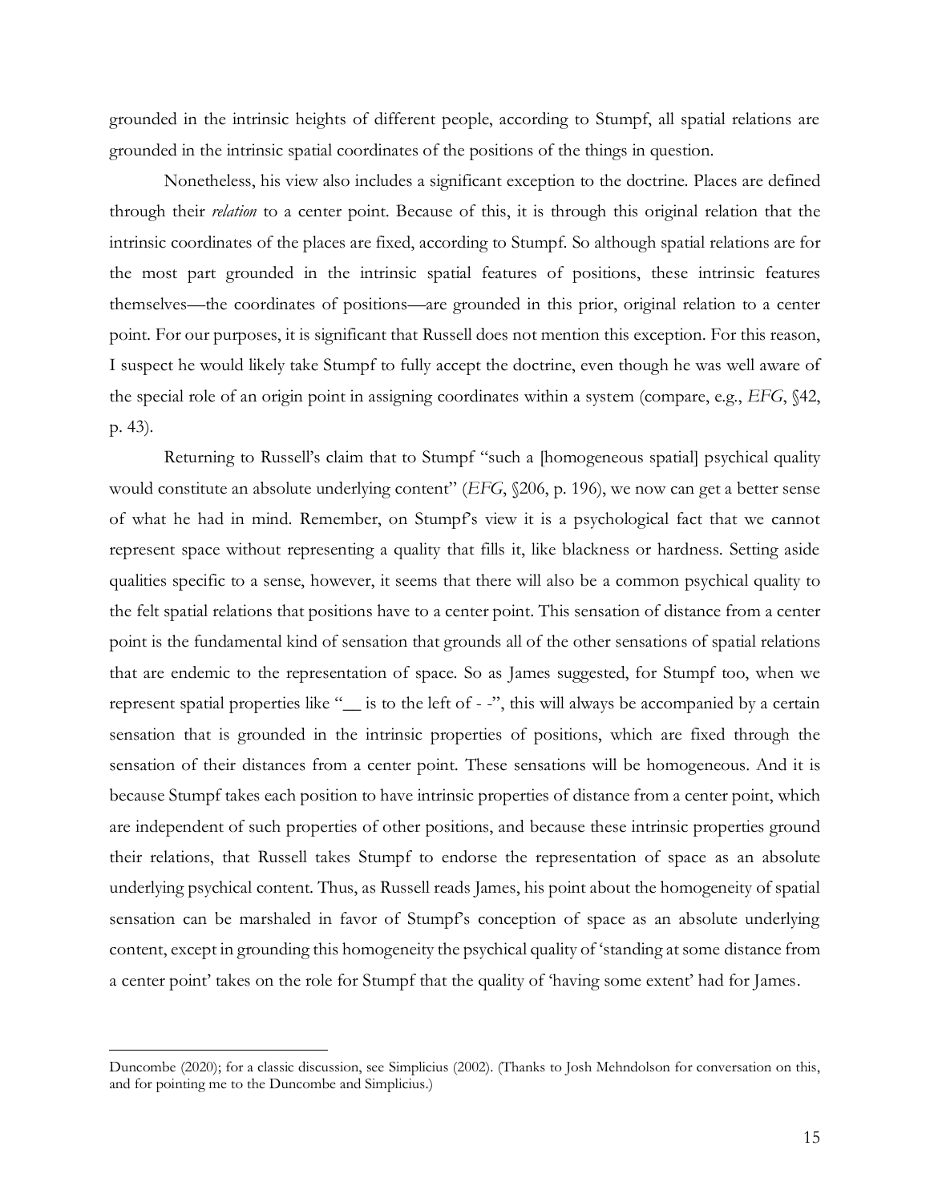grounded in the intrinsic heights of different people, according to Stumpf, all spatial relations are grounded in the intrinsic spatial coordinates of the positions of the things in question.

Nonetheless, his view also includes a significant exception to the doctrine. Places are defined through their *relation* to a center point. Because of this, it is through this original relation that the intrinsic coordinates of the places are fixed, according to Stumpf. So although spatial relations are for the most part grounded in the intrinsic spatial features of positions, these intrinsic features themselves—the coordinates of positions—are grounded in this prior, original relation to a center point. For our purposes, it is significant that Russell does not mention this exception. For this reason, I suspect he would likely take Stumpf to fully accept the doctrine, even though he was well aware of the special role of an origin point in assigning coordinates within a system (compare, e.g., *EFG*, §42, p. 43).

Returning to Russell's claim that to Stumpf "such a [homogeneous spatial] psychical quality would constitute an absolute underlying content" (*EFG*, §206, p. 196), we now can get a better sense of what he had in mind. Remember, on Stumpf's view it is a psychological fact that we cannot represent space without representing a quality that fills it, like blackness or hardness. Setting aside qualities specific to a sense, however, it seems that there will also be a common psychical quality to the felt spatial relations that positions have to a center point. This sensation of distance from a center point is the fundamental kind of sensation that grounds all of the other sensations of spatial relations that are endemic to the representation of space. So as James suggested, for Stumpf too, when we represent spatial properties like "__ is to the left of - -", this will always be accompanied by a certain sensation that is grounded in the intrinsic properties of positions, which are fixed through the sensation of their distances from a center point. These sensations will be homogeneous. And it is because Stumpf takes each position to have intrinsic properties of distance from a center point, which are independent of such properties of other positions, and because these intrinsic properties ground their relations, that Russell takes Stumpf to endorse the representation of space as an absolute underlying psychical content. Thus, as Russell reads James, his point about the homogeneity of spatial sensation can be marshaled in favor of Stumpf's conception of space as an absolute underlying content, except in grounding this homogeneity the psychical quality of 'standing at some distance from a center point' takes on the role for Stumpf that the quality of 'having some extent' had for James.

---

Duncombe (2020); for a classic discussion, see Simplicius (2002). (Thanks to Josh Mehndolson for conversation on this, and for pointing me to the Duncombe and Simplicius.)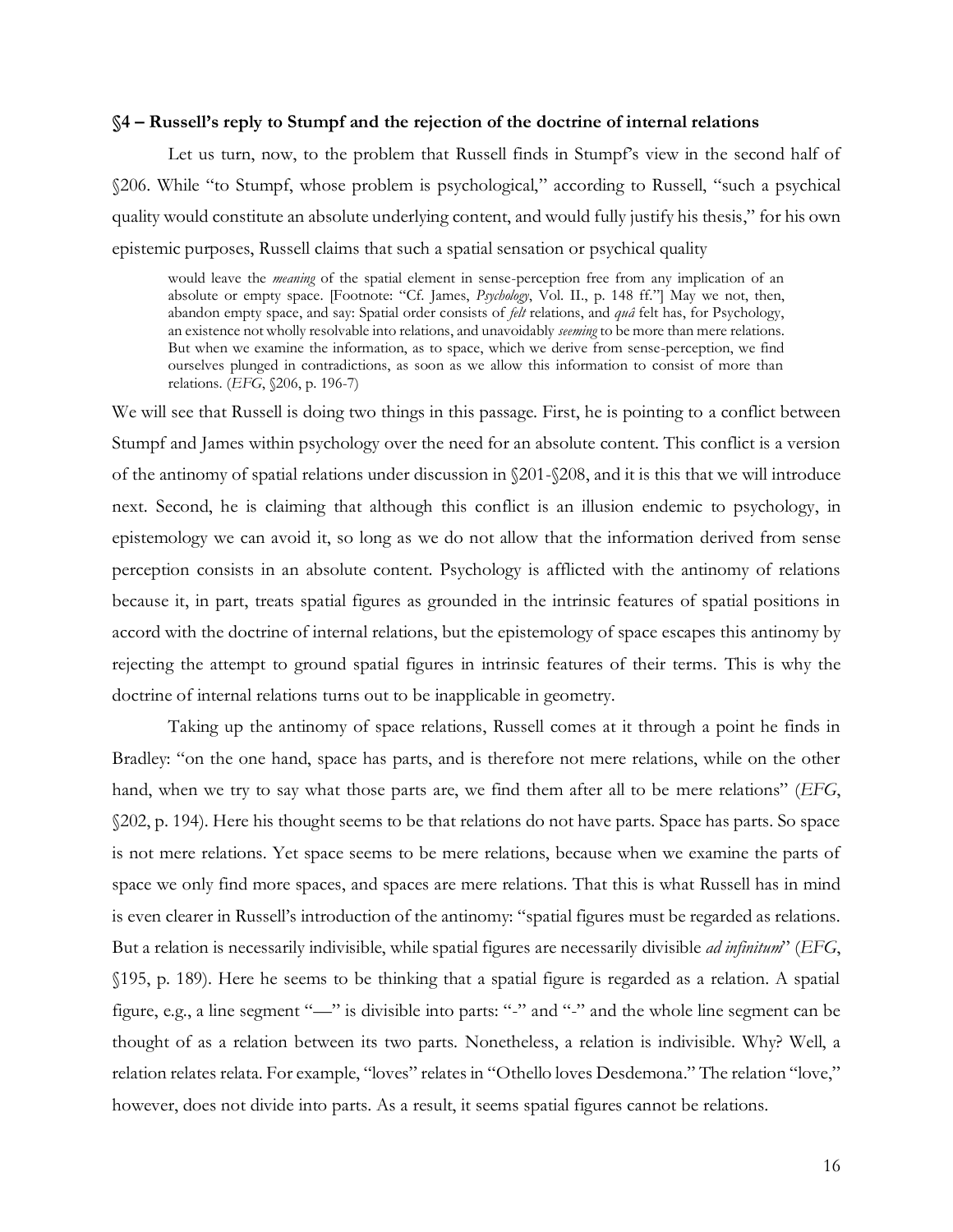### §4 – Russell's reply to Stumpf and the rejection of the doctrine of internal relations

Let us turn, now, to the problem that Russell finds in Stumpf's view in the second half of §206. While "to Stumpf, whose problem is psychological," according to Russell, "such a psychical quality would constitute an absolute underlying content, and would fully justify his thesis," for his own epistemic purposes, Russell claims that such a spatial sensation or psychical quality

> would leave the *meaning* of the spatial element in sense-perception free from any implication of an absolute or empty space. [Footnote: "Cf. James, *Psychology*, Vol. II., p. 148 ff."] May we not, then, abandon empty space, and say: Spatial order consists of *felt* relations, and *quâ* felt has, for Psychology, an existence not wholly resolvable into relations, and unavoidably *seeming* to be more than mere relations. But when we examine the information, as to space, which we derive from sense-perception, we find ourselves plunged in contradictions, as soon as we allow this information to consist of more than relations. (*EFG*, §206, p. 196-7)

We will see that Russell is doing two things in this passage. First, he is pointing to a conflict between Stumpf and James within psychology over the need for an absolute content. This conflict is a version of the antinomy of spatial relations under discussion in §201-§208, and it is this that we will introduce next. Second, he is claiming that although this conflict is an illusion endemic to psychology, in epistemology we can avoid it, so long as we do not allow that the information derived from sense perception consists in an absolute content. Psychology is afflicted with the antinomy of relations because it, in part, treats spatial figures as grounded in the intrinsic features of spatial positions in accord with the doctrine of internal relations, but the epistemology of space escapes this antinomy by rejecting the attempt to ground spatial figures in intrinsic features of their terms. This is why the doctrine of internal relations turns out to be inapplicable in geometry.

Taking up the antinomy of space relations, Russell comes at it through a point he finds in Bradley: "on the one hand, space has parts, and is therefore not mere relations, while on the other hand, when we try to say what those parts are, we find them after all to be mere relations" (*EFG*, §202, p. 194). Here his thought seems to be that relations do not have parts. Space has parts. So space is not mere relations. Yet space seems to be mere relations, because when we examine the parts of space we only find more spaces, and spaces are mere relations. That this is what Russell has in mind is even clearer in Russell's introduction of the antinomy: "spatial figures must be regarded as relations. But a relation is necessarily indivisible, while spatial figures are necessarily divisible *ad infinitum*" (*EFG*, §195, p. 189). Here he seems to be thinking that a spatial figure is regarded as a relation. A spatial figure, e.g., a line segment "—" is divisible into parts: "-" and "-" and the whole line segment can be thought of as a relation between its two parts. Nonetheless, a relation is indivisible. Why? Well, a relation relates relata. For example, "loves" relates in "Othello loves Desdemona." The relation "love," however, does not divide into parts. As a result, it seems spatial figures cannot be relations.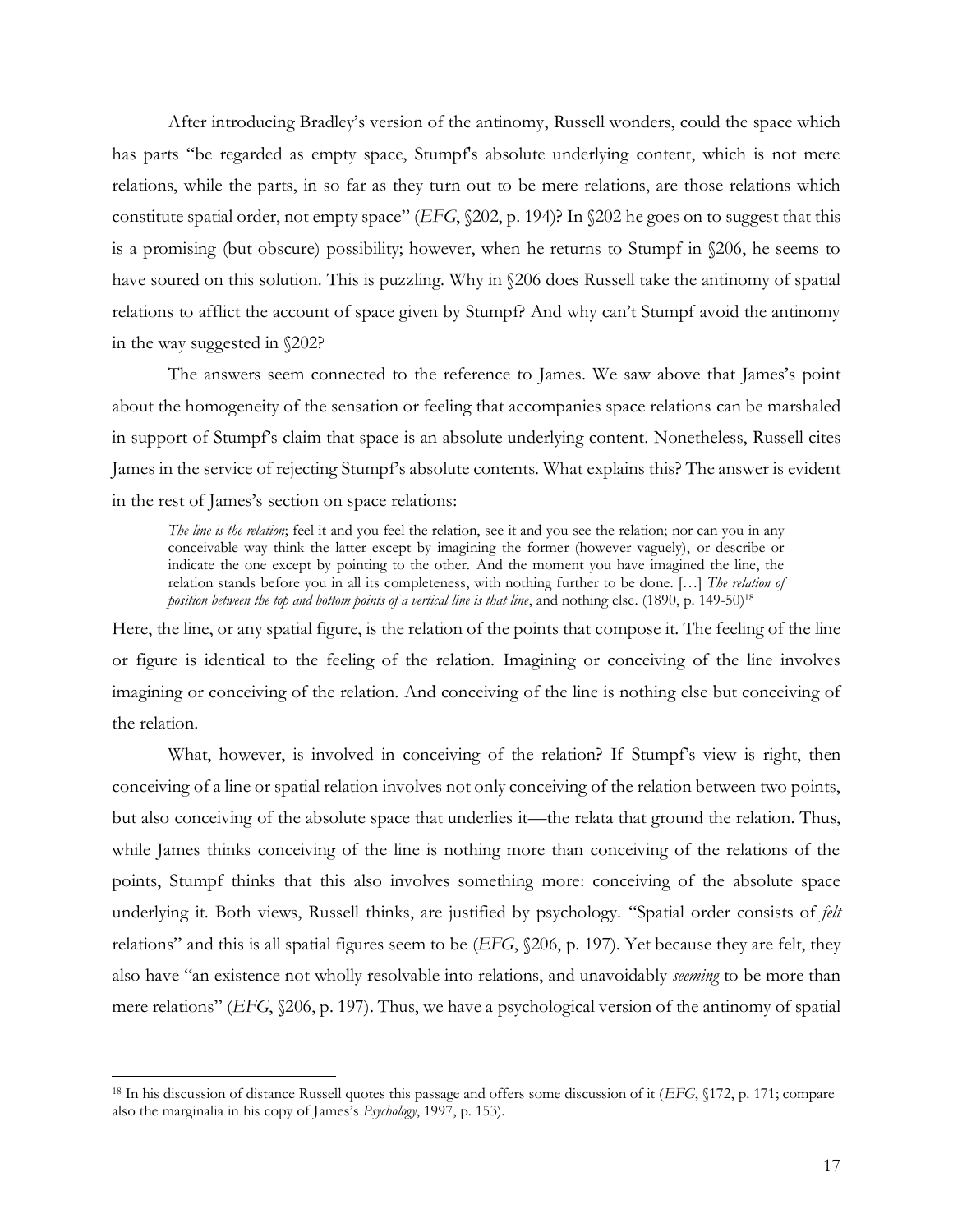After introducing Bradley's version of the antinomy, Russell wonders, could the space which has parts "be regarded as empty space, Stumpf's absolute underlying content, which is not mere relations, while the parts, in so far as they turn out to be mere relations, are those relations which constitute spatial order, not empty space" (*EFG*, §202, p. 194)? In §202 he goes on to suggest that this is a promising (but obscure) possibility; however, when he returns to Stumpf in §206, he seems to have soured on this solution. This is puzzling. Why in §206 does Russell take the antinomy of spatial relations to afflict the account of space given by Stumpf? And why can't Stumpf avoid the antinomy in the way suggested in §202?

The answers seem connected to the reference to James. We saw above that James's point about the homogeneity of the sensation or feeling that accompanies space relations can be marshaled in support of Stumpf's claim that space is an absolute underlying content. Nonetheless, Russell cites James in the service of rejecting Stumpf's absolute contents. What explains this? The answer is evident in the rest of James's section on space relations:

> *The line is the relation*; feel it and you feel the relation, see it and you see the relation; nor can you in any conceivable way think the latter except by imagining the former (however vaguely), or describe or indicate the one except by pointing to the other. And the moment you have imagined the line, the relation stands before you in all its completeness, with nothing further to be done. […] *The relation of position between the top and bottom points of a vertical line is that line*, and nothing else. (1890, p. 149-50)[18]

Here, the line, or any spatial figure, is the relation of the points that compose it. The feeling of the line or figure is identical to the feeling of the relation. Imagining or conceiving of the line involves imagining or conceiving of the relation. And conceiving of the line is nothing else but conceiving of the relation.

What, however, is involved in conceiving of the relation? If Stumpf's view is right, then conceiving of a line or spatial relation involves not only conceiving of the relation between two points, but also conceiving of the absolute space that underlies it—the relata that ground the relation. Thus, while James thinks conceiving of the line is nothing more than conceiving of the relations of the points, Stumpf thinks that this also involves something more: conceiving of the absolute space underlying it. Both views, Russell thinks, are justified by psychology. "Spatial order consists of *felt* relations" and this is all spatial figures seem to be (*EFG*, §206, p. 197). Yet because they are felt, they also have "an existence not wholly resolvable into relations, and unavoidably *seeming* to be more than mere relations" (*EFG*, §206, p. 197). Thus, we have a psychological version of the antinomy of spatial

---

[18] In his discussion of distance Russell quotes this passage and offers some discussion of it (*EFG*, §172, p. 171; compare also the marginalia in his copy of James's *Psychology*, 1997, p. 153).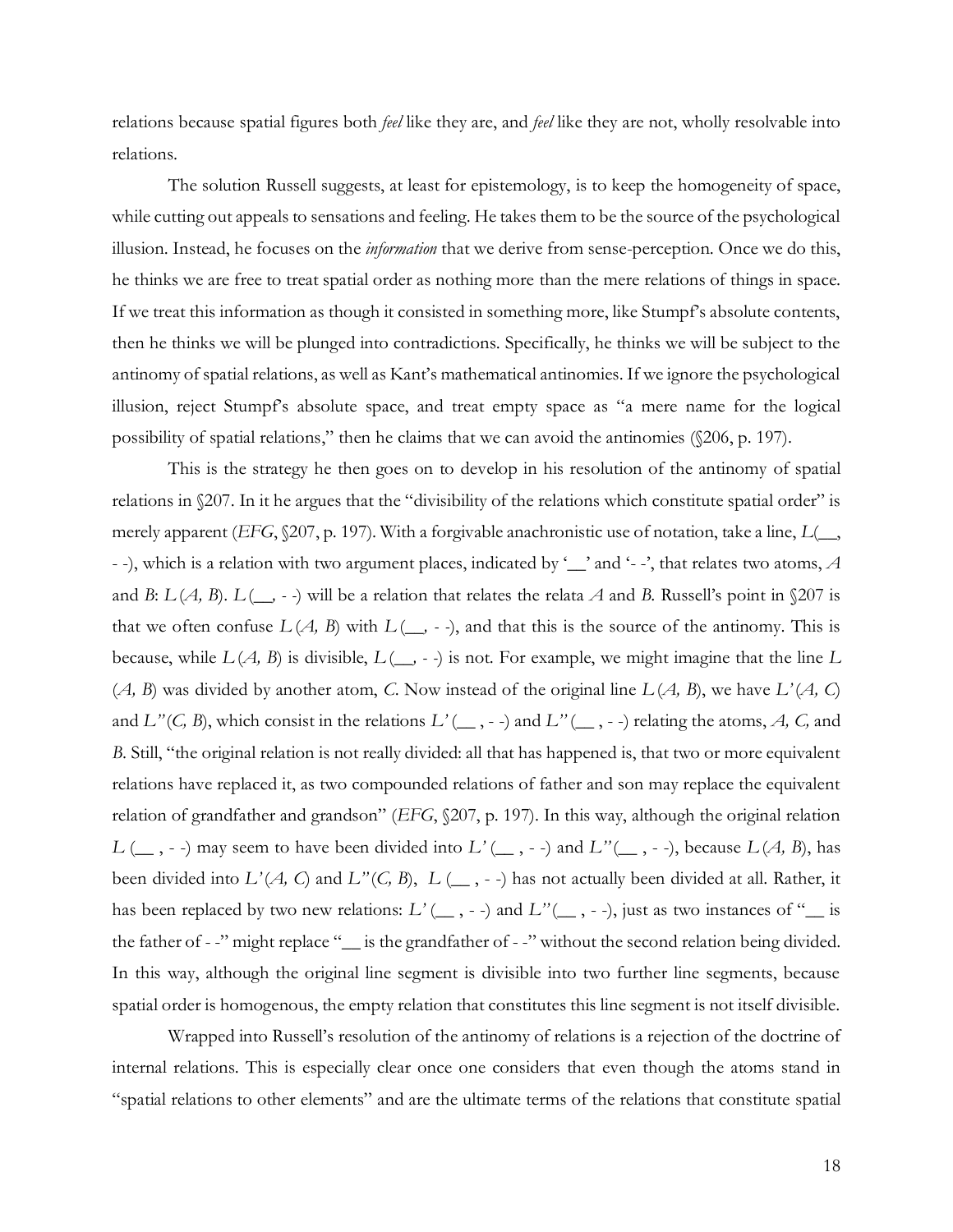relations because spatial figures both *feel* like they are, and *feel* like they are not, wholly resolvable into relations.

The solution Russell suggests, at least for epistemology, is to keep the homogeneity of space, while cutting out appeals to sensations and feeling. He takes them to be the source of the psychological illusion. Instead, he focuses on the *information* that we derive from sense-perception. Once we do this, he thinks we are free to treat spatial order as nothing more than the mere relations of things in space. If we treat this information as though it consisted in something more, like Stumpf's absolute contents, then he thinks we will be plunged into contradictions. Specifically, he thinks we will be subject to the antinomy of spatial relations, as well as Kant's mathematical antinomies. If we ignore the psychological illusion, reject Stumpf's absolute space, and treat empty space as "a mere name for the logical possibility of spatial relations," then he claims that we can avoid the antinomies (§206, p. 197).

This is the strategy he then goes on to develop in his resolution of the antinomy of spatial relations in §207. In it he argues that the "divisibility of the relations which constitute spatial order" is merely apparent (*EFG*, §207, p. 197). With a forgivable anachronistic use of notation, take a line, *L*(__, - -), which is a relation with two argument places, indicated by '__' and '- -', that relates two atoms, *A* and *B*: *L* (*A, B*). *L* (__, - -) will be a relation that relates the relata *A* and *B*. Russell's point in §207 is that we often confuse *L* (*A, B*) with *L* (__, - -), and that this is the source of the antinomy. This is because, while *L* (*A, B*) is divisible, *L* (__, - -) is not. For example, we might imagine that the line *L* (*A, B*) was divided by another atom, *C*. Now instead of the original line *L* (*A, B*), we have *L'* (*A, C*) and *L"* (*C, B*), which consist in the relations *L'* (__ , - -) and *L"* (__ , - -) relating the atoms, *A, C,* and *B*. Still, "the original relation is not really divided: all that has happened is, that two or more equivalent relations have replaced it, as two compounded relations of father and son may replace the equivalent relation of grandfather and grandson" (*EFG*, §207, p. 197). In this way, although the original relation *L* (__ , - -) may seem to have been divided into *L'* (__ , - -) and *L"* (__ , - -), because *L* (*A, B*), has been divided into *L'* (*A, C*) and *L"* (*C, B*), *L* (__ , - -) has not actually been divided at all. Rather, it has been replaced by two new relations: *L'* (__ , - -) and *L"* (__ , - -), just as two instances of "__ is the father of - -" might replace "__ is the grandfather of - -" without the second relation being divided. In this way, although the original line segment is divisible into two further line segments, because spatial order is homogenous, the empty relation that constitutes this line segment is not itself divisible.

Wrapped into Russell's resolution of the antinomy of relations is a rejection of the doctrine of internal relations. This is especially clear once one considers that even though the atoms stand in "spatial relations to other elements" and are the ultimate terms of the relations that constitute spatial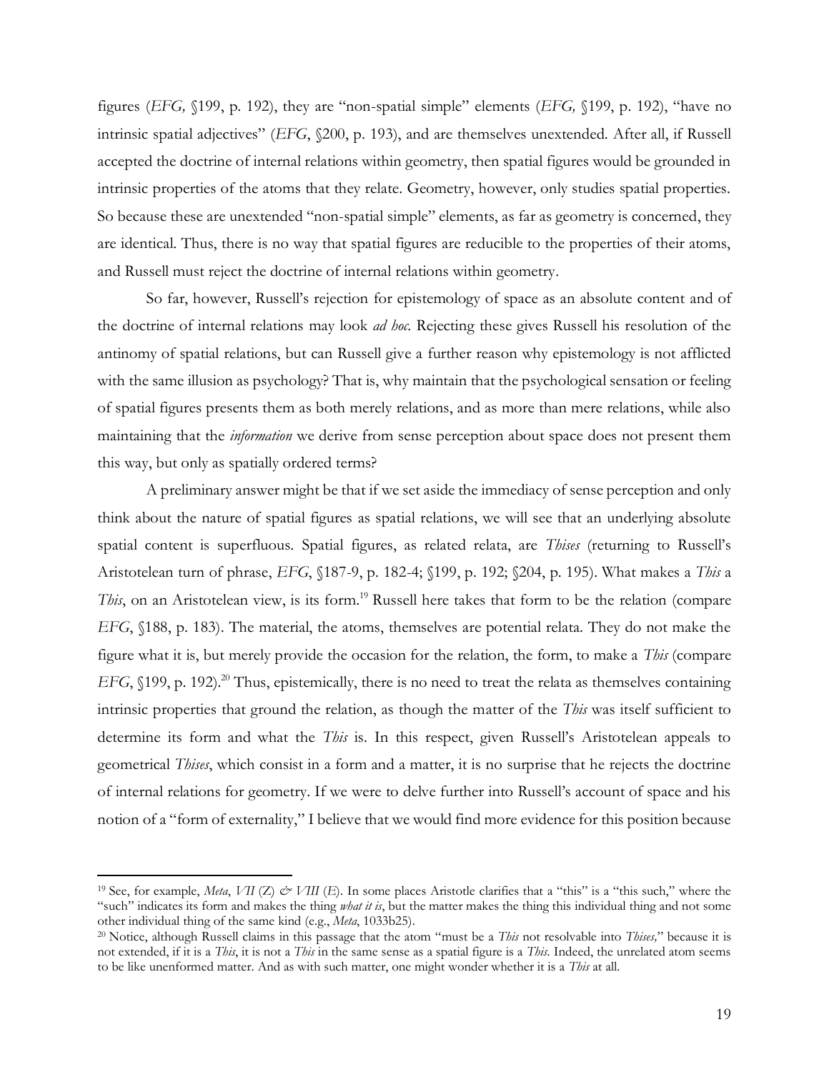figures (*EFG,* §199, p. 192), they are "non-spatial simple" elements (*EFG,* §199, p. 192), "have no intrinsic spatial adjectives" (*EFG*, §200, p. 193), and are themselves unextended. After all, if Russell accepted the doctrine of internal relations within geometry, then spatial figures would be grounded in intrinsic properties of the atoms that they relate. Geometry, however, only studies spatial properties. So because these are unextended "non-spatial simple" elements, as far as geometry is concerned, they are identical. Thus, there is no way that spatial figures are reducible to the properties of their atoms, and Russell must reject the doctrine of internal relations within geometry.

So far, however, Russell's rejection for epistemology of space as an absolute content and of the doctrine of internal relations may look *ad hoc.* Rejecting these gives Russell his resolution of the antinomy of spatial relations, but can Russell give a further reason why epistemology is not afflicted with the same illusion as psychology? That is, why maintain that the psychological sensation or feeling of spatial figures presents them as both merely relations, and as more than mere relations, while also maintaining that the *information* we derive from sense perception about space does not present them this way, but only as spatially ordered terms?

A preliminary answer might be that if we set aside the immediacy of sense perception and only think about the nature of spatial figures as spatial relations, we will see that an underlying absolute spatial content is superfluous. Spatial figures, as related relata, are *Thises* (returning to Russell's Aristotelean turn of phrase, *EFG*, §187-9, p. 182-4; §199, p. 192; §204, p. 195). What makes a *This* a *This*, on an Aristotelean view, is its form.[19] Russell here takes that form to be the relation (compare *EFG*, §188, p. 183). The material, the atoms, themselves are potential relata. They do not make the figure what it is, but merely provide the occasion for the relation, the form, to make a *This* (compare *EFG*, §199, p. 192).[20] Thus, epistemically, there is no need to treat the relata as themselves containing intrinsic properties that ground the relation, as though the matter of the *This* was itself sufficient to determine its form and what the *This* is. In this respect, given Russell's Aristotelean appeals to geometrical *Thises*, which consist in a form and a matter, it is no surprise that he rejects the doctrine of internal relations for geometry. If we were to delve further into Russell's account of space and his notion of a "form of externality," I believe that we would find more evidence for this position because

---

[19] See, for example, *Meta*, *VII* (Z) *&* *VIII* (E). In some places Aristotle clarifies that a "this" is a "this such," where the "such" indicates its form and makes the thing *what it is*, but the matter makes the thing this individual thing and not some other individual thing of the same kind (e.g., *Meta*, 1033b25).

[20] Notice, although Russell claims in this passage that the atom "must be a *This* not resolvable into *Thises,*" because it is not extended, if it is a *This*, it is not a *This* in the same sense as a spatial figure is a *This*. Indeed, the unrelated atom seems to be like unenformed matter. And as with such matter, one might wonder whether it is a *This* at all.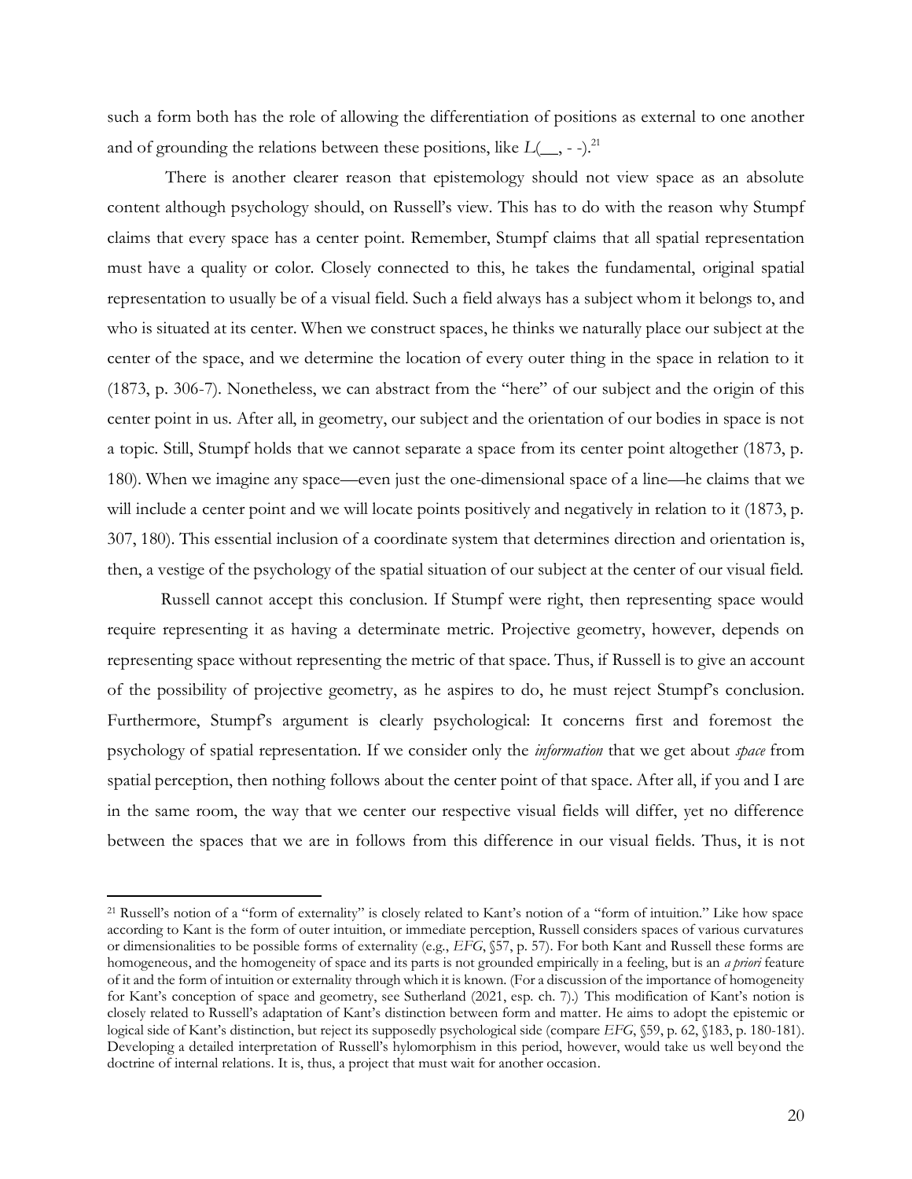such a form both has the role of allowing the differentiation of positions as external to one another and of grounding the relations between these positions, like $L(\_\_, - -)$.[21]

There is another clearer reason that epistemology should not view space as an absolute content although psychology should, on Russell's view. This has to do with the reason why Stumpf claims that every space has a center point. Remember, Stumpf claims that all spatial representation must have a quality or color. Closely connected to this, he takes the fundamental, original spatial representation to usually be of a visual field. Such a field always has a subject whom it belongs to, and who is situated at its center. When we construct spaces, he thinks we naturally place our subject at the center of the space, and we determine the location of every outer thing in the space in relation to it (1873, p. 306-7). Nonetheless, we can abstract from the "here" of our subject and the origin of this center point in us. After all, in geometry, our subject and the orientation of our bodies in space is not a topic. Still, Stumpf holds that we cannot separate a space from its center point altogether (1873, p. 180). When we imagine any space—even just the one-dimensional space of a line—he claims that we will include a center point and we will locate points positively and negatively in relation to it (1873, p. 307, 180). This essential inclusion of a coordinate system that determines direction and orientation is, then, a vestige of the psychology of the spatial situation of our subject at the center of our visual field.

Russell cannot accept this conclusion. If Stumpf were right, then representing space would require representing it as having a determinate metric. Projective geometry, however, depends on representing space without representing the metric of that space. Thus, if Russell is to give an account of the possibility of projective geometry, as he aspires to do, he must reject Stumpf's conclusion. Furthermore, Stumpf's argument is clearly psychological: It concerns first and foremost the psychology of spatial representation. If we consider only the *information* that we get about *space* from spatial perception, then nothing follows about the center point of that space. After all, if you and I are in the same room, the way that we center our respective visual fields will differ, yet no difference between the spaces that we are in follows from this difference in our visual fields. Thus, it is not

[21] Russell's notion of a "form of externality" is closely related to Kant's notion of a "form of intuition." Like how space according to Kant is the form of outer intuition, or immediate perception, Russell considers spaces of various curvatures or dimensionalities to be possible forms of externality (e.g., *EFG*, §57, p. 57). For both Kant and Russell these forms are homogeneous, and the homogeneity of space and its parts is not grounded empirically in a feeling, but is an *a priori* feature of it and the form of intuition or externality through which it is known. (For a discussion of the importance of homogeneity for Kant's conception of space and geometry, see Sutherland (2021, esp. ch. 7).) This modification of Kant's notion is closely related to Russell's adaptation of Kant's distinction between form and matter. He aims to adopt the epistemic or logical side of Kant's distinction, but reject its supposedly psychological side (compare *EFG*, §59, p. 62, §183, p. 180-181). Developing a detailed interpretation of Russell's hylomorphism in this period, however, would take us well beyond the doctrine of internal relations. It is, thus, a project that must wait for another occasion.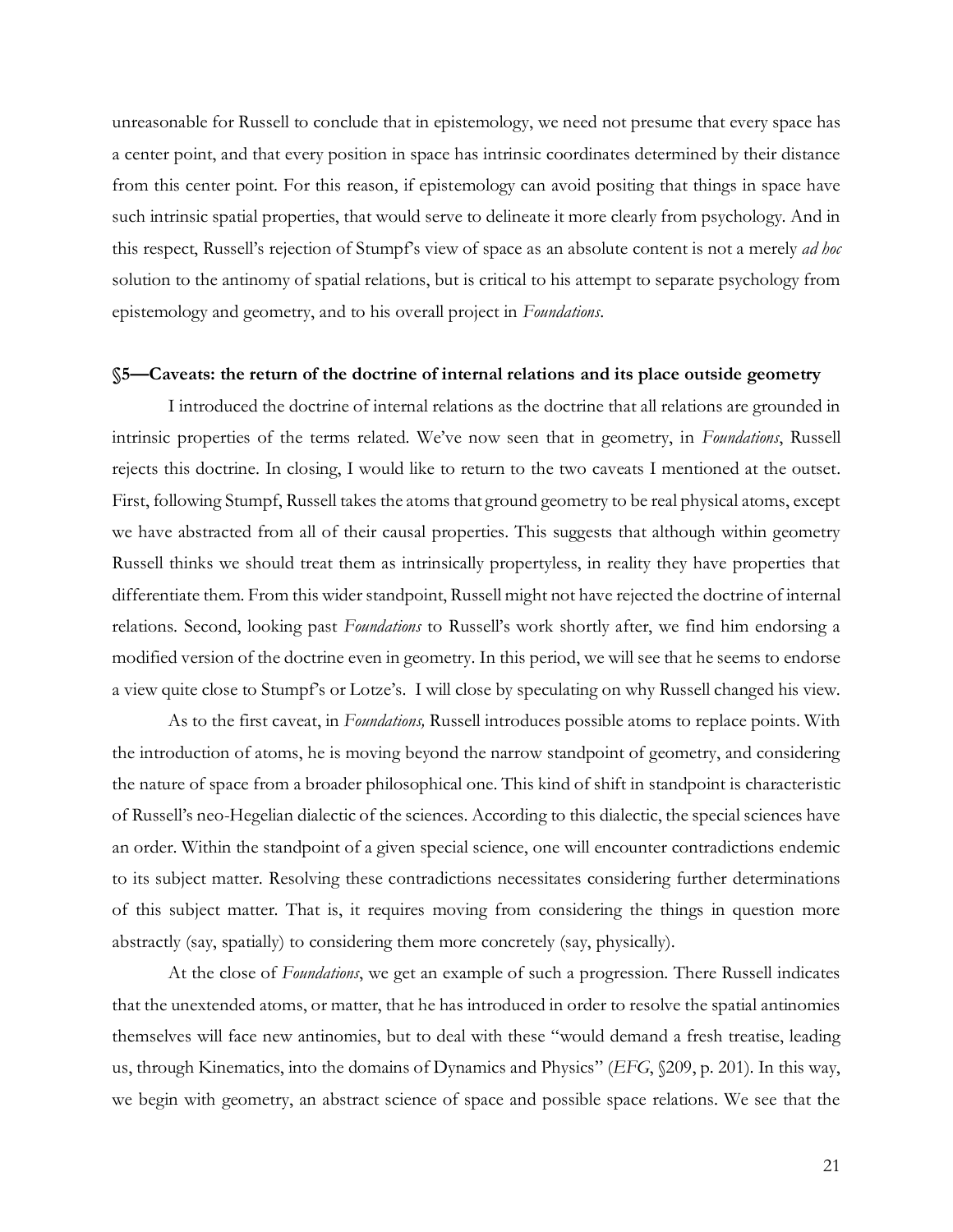unreasonable for Russell to conclude that in epistemology, we need not presume that every space has a center point, and that every position in space has intrinsic coordinates determined by their distance from this center point. For this reason, if epistemology can avoid positing that things in space have such intrinsic spatial properties, that would serve to delineate it more clearly from psychology. And in this respect, Russell's rejection of Stumpf's view of space as an absolute content is not a merely *ad hoc* solution to the antinomy of spatial relations, but is critical to his attempt to separate psychology from epistemology and geometry, and to his overall project in *Foundations*.

### §5—Caveats: the return of the doctrine of internal relations and its place outside geometry

I introduced the doctrine of internal relations as the doctrine that all relations are grounded in intrinsic properties of the terms related. We've now seen that in geometry, in *Foundations*, Russell rejects this doctrine. In closing, I would like to return to the two caveats I mentioned at the outset. First, following Stumpf, Russell takes the atoms that ground geometry to be real physical atoms, except we have abstracted from all of their causal properties. This suggests that although within geometry Russell thinks we should treat them as intrinsically propertyless, in reality they have properties that differentiate them. From this wider standpoint, Russell might not have rejected the doctrine of internal relations. Second, looking past *Foundations* to Russell's work shortly after, we find him endorsing a modified version of the doctrine even in geometry. In this period, we will see that he seems to endorse a view quite close to Stumpf's or Lotze's. I will close by speculating on why Russell changed his view.

As to the first caveat, in *Foundations,* Russell introduces possible atoms to replace points. With the introduction of atoms, he is moving beyond the narrow standpoint of geometry, and considering the nature of space from a broader philosophical one. This kind of shift in standpoint is characteristic of Russell's neo-Hegelian dialectic of the sciences. According to this dialectic, the special sciences have an order. Within the standpoint of a given special science, one will encounter contradictions endemic to its subject matter. Resolving these contradictions necessitates considering further determinations of this subject matter. That is, it requires moving from considering the things in question more abstractly (say, spatially) to considering them more concretely (say, physically).

At the close of *Foundations*, we get an example of such a progression. There Russell indicates that the unextended atoms, or matter, that he has introduced in order to resolve the spatial antinomies themselves will face new antinomies, but to deal with these "would demand a fresh treatise, leading us, through Kinematics, into the domains of Dynamics and Physics" (*EFG*, §209, p. 201). In this way, we begin with geometry, an abstract science of space and possible space relations. We see that the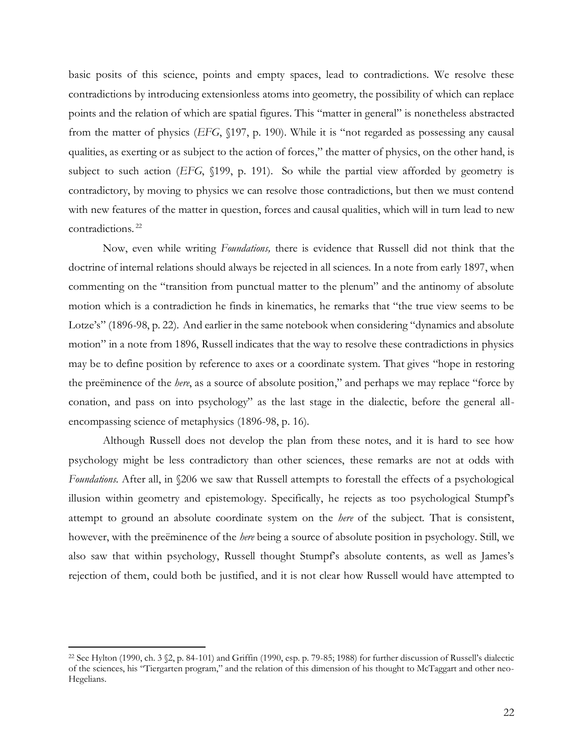basic posits of this science, points and empty spaces, lead to contradictions. We resolve these contradictions by introducing extensionless atoms into geometry, the possibility of which can replace points and the relation of which are spatial figures. This "matter in general" is nonetheless abstracted from the matter of physics (*EFG*, §197, p. 190). While it is "not regarded as possessing any causal qualities, as exerting or as subject to the action of forces," the matter of physics, on the other hand, is subject to such action (*EFG*, §199, p. 191). So while the partial view afforded by geometry is contradictory, by moving to physics we can resolve those contradictions, but then we must contend with new features of the matter in question, forces and causal qualities, which will in turn lead to new contradictions.[22]

Now, even while writing *Foundations,* there is evidence that Russell did not think that the doctrine of internal relations should always be rejected in all sciences. In a note from early 1897, when commenting on the "transition from punctual matter to the plenum" and the antinomy of absolute motion which is a contradiction he finds in kinematics, he remarks that "the true view seems to be Lotze's" (1896-98, p. 22). And earlier in the same notebook when considering "dynamics and absolute motion" in a note from 1896, Russell indicates that the way to resolve these contradictions in physics may be to define position by reference to axes or a coordinate system. That gives "hope in restoring the preëminence of the *here*, as a source of absolute position," and perhaps we may replace "force by conation, and pass on into psychology" as the last stage in the dialectic, before the general all-encompassing science of metaphysics (1896-98, p. 16).

Although Russell does not develop the plan from these notes, and it is hard to see how psychology might be less contradictory than other sciences, these remarks are not at odds with *Foundations*. After all, in §206 we saw that Russell attempts to forestall the effects of a psychological illusion within geometry and epistemology. Specifically, he rejects as too psychological Stumpf's attempt to ground an absolute coordinate system on the *here* of the subject. That is consistent, however, with the preëminence of the *here* being a source of absolute position in psychology. Still, we also saw that within psychology, Russell thought Stumpf's absolute contents, as well as James's rejection of them, could both be justified, and it is not clear how Russell would have attempted to

[22] See Hylton (1990, ch. 3 §2, p. 84-101) and Griffin (1990, esp. p. 79-85; 1988) for further discussion of Russell's dialectic of the sciences, his "Tiergarten program," and the relation of this dimension of his thought to McTaggart and other neo-Hegelians.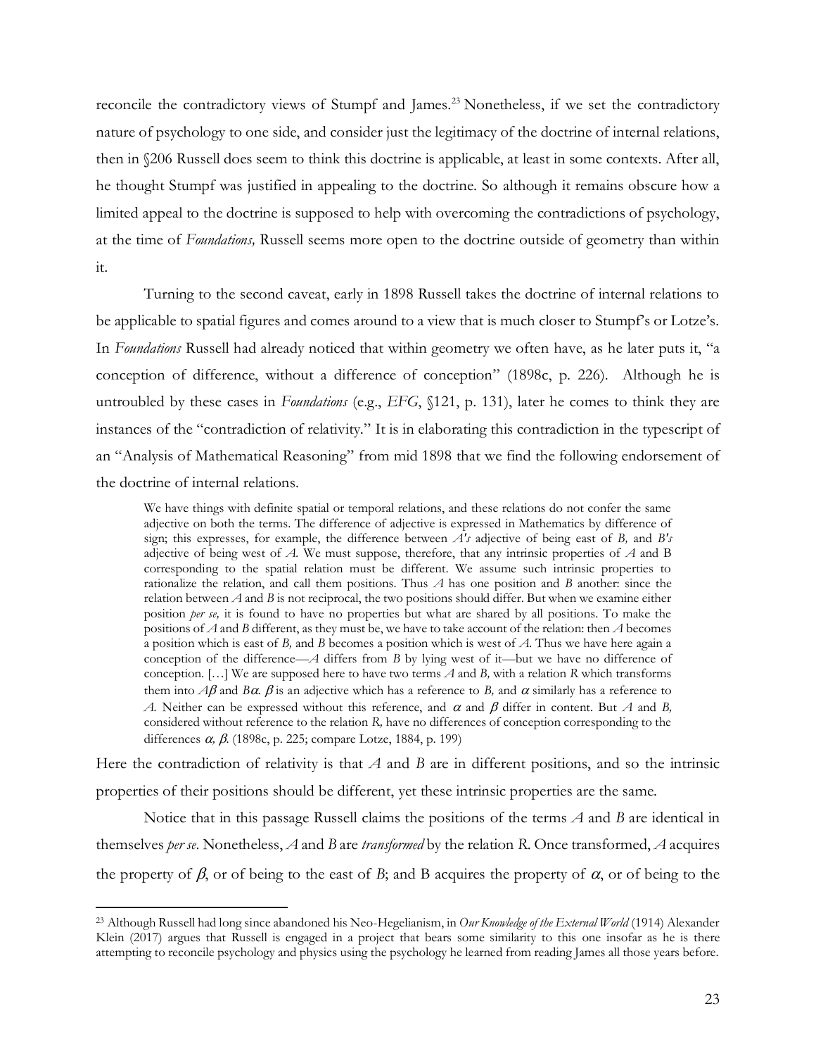reconcile the contradictory views of Stumpf and James.[23] Nonetheless, if we set the contradictory nature of psychology to one side, and consider just the legitimacy of the doctrine of internal relations, then in §206 Russell does seem to think this doctrine is applicable, at least in some contexts. After all, he thought Stumpf was justified in appealing to the doctrine. So although it remains obscure how a limited appeal to the doctrine is supposed to help with overcoming the contradictions of psychology, at the time of *Foundations,* Russell seems more open to the doctrine outside of geometry than within it.

Turning to the second caveat, early in 1898 Russell takes the doctrine of internal relations to be applicable to spatial figures and comes around to a view that is much closer to Stumpf's or Lotze's. In *Foundations* Russell had already noticed that within geometry we often have, as he later puts it, "a conception of difference, without a difference of conception" (1898c, p. 226). Although he is untroubled by these cases in *Foundations* (e.g., *EFG*, §121, p. 131), later he comes to think they are instances of the "contradiction of relativity." It is in elaborating this contradiction in the typescript of an "Analysis of Mathematical Reasoning" from mid 1898 that we find the following endorsement of the doctrine of internal relations.

> We have things with definite spatial or temporal relations, and these relations do not confer the same adjective on both the terms. The difference of adjective is expressed in Mathematics by difference of sign; this expresses, for example, the difference between *A's* adjective of being east of *B,* and *B's* adjective of being west of *A.* We must suppose, therefore, that any intrinsic properties of *A* and B corresponding to the spatial relation must be different. We assume such intrinsic properties to rationalize the relation, and call them positions. Thus *A* has one position and *B* another: since the relation between *A* and *B* is not reciprocal, the two positions should differ. But when we examine either position *per se,* it is found to have no properties but what are shared by all positions. To make the positions of *A* and *B* different, as they must be, we have to take account of the relation: then *A* becomes a position which is east of *B,* and *B* becomes a position which is west of *A.* Thus we have here again a conception of the difference—*A* differs from *B* by lying west of it—but we have no difference of conception. […] We are supposed here to have two terms *A* and *B,* with a relation *R* which transforms them into $A\beta$ and $B\alpha$. $\beta$ is an adjective which has a reference to *B,* and $\alpha$ similarly has a reference to *A.* Neither can be expressed without this reference, and $\alpha$ and $\beta$ differ in content. But *A* and *B,* considered without reference to the relation *R,* have no differences of conception corresponding to the differences $\alpha$, $\beta$. (1898c, p. 225; compare Lotze, 1884, p. 199)

Here the contradiction of relativity is that *A* and *B* are in different positions, and so the intrinsic properties of their positions should be different, yet these intrinsic properties are the same.

Notice that in this passage Russell claims the positions of the terms *A* and *B* are identical in themselves *per se*. Nonetheless, *A* and *B* are *transformed* by the relation *R*. Once transformed, *A* acquires the property of $\beta$, or of being to the east of *B*; and B acquires the property of $\alpha$, or of being to the

---

[23] Although Russell had long since abandoned his Neo-Hegelianism, in *Our Knowledge of the External World* (1914) Alexander Klein (2017) argues that Russell is engaged in a project that bears some similarity to this one insofar as he is there attempting to reconcile psychology and physics using the psychology he learned from reading James all those years before.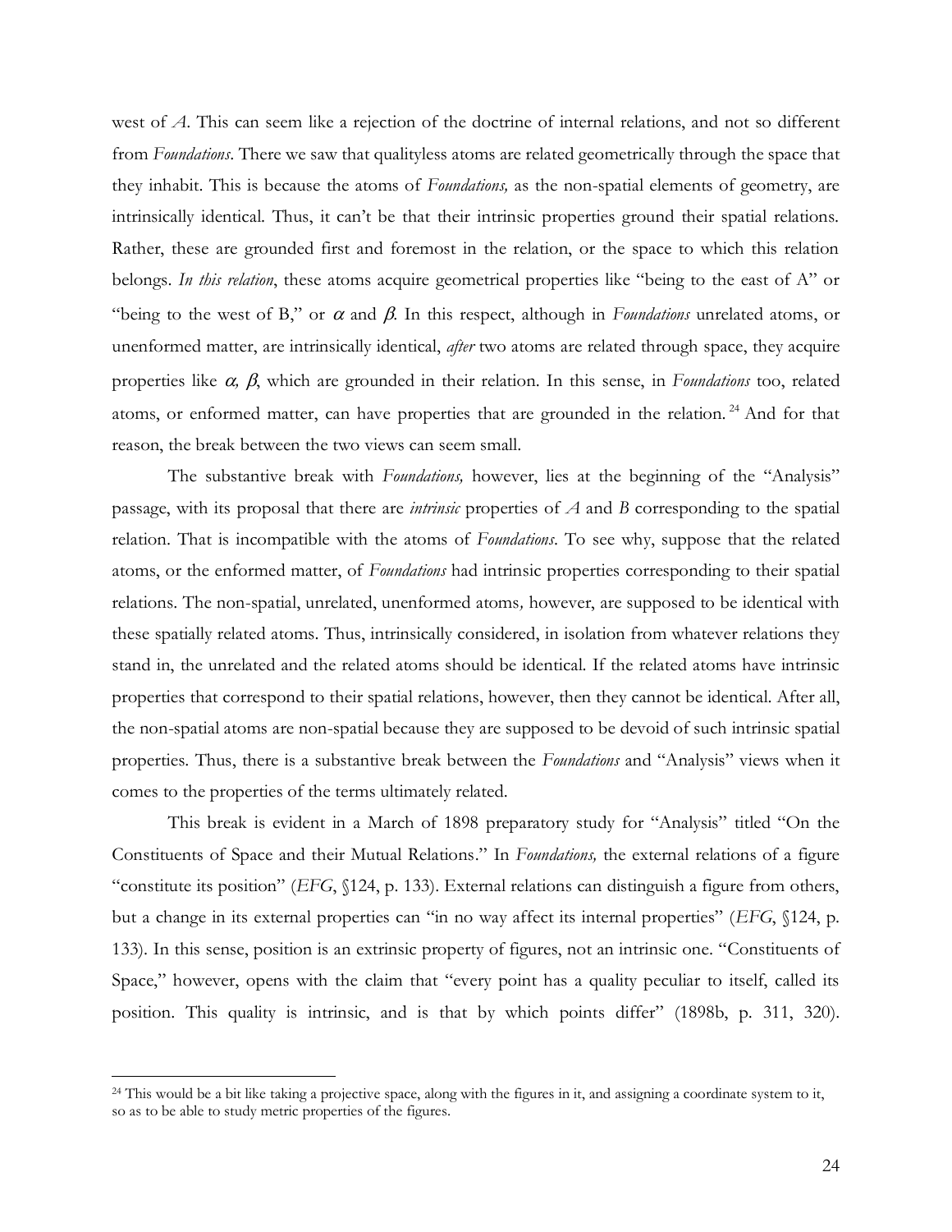west of *A*. This can seem like a rejection of the doctrine of internal relations, and not so different from *Foundations*. There we saw that qualityless atoms are related geometrically through the space that they inhabit. This is because the atoms of *Foundations,* as the non-spatial elements of geometry, are intrinsically identical. Thus, it can't be that their intrinsic properties ground their spatial relations. Rather, these are grounded first and foremost in the relation, or the space to which this relation belongs. *In this relation*, these atoms acquire geometrical properties like "being to the east of A" or "being to the west of B," or $\alpha$ and $\beta$. In this respect, although in *Foundations* unrelated atoms, or unenformed matter, are intrinsically identical, *after* two atoms are related through space, they acquire properties like $\alpha$, $\beta$, which are grounded in their relation. In this sense, in *Foundations* too, related atoms, or enformed matter, can have properties that are grounded in the relation.[24] And for that reason, the break between the two views can seem small.

The substantive break with *Foundations,* however, lies at the beginning of the "Analysis" passage, with its proposal that there are *intrinsic* properties of *A* and *B* corresponding to the spatial relation. That is incompatible with the atoms of *Foundations*. To see why, suppose that the related atoms, or the enformed matter, of *Foundations* had intrinsic properties corresponding to their spatial relations. The non-spatial, unrelated, unenformed atoms*,* however, are supposed to be identical with these spatially related atoms. Thus, intrinsically considered, in isolation from whatever relations they stand in, the unrelated and the related atoms should be identical. If the related atoms have intrinsic properties that correspond to their spatial relations, however, then they cannot be identical. After all, the non-spatial atoms are non-spatial because they are supposed to be devoid of such intrinsic spatial properties. Thus, there is a substantive break between the *Foundations* and "Analysis" views when it comes to the properties of the terms ultimately related.

This break is evident in a March of 1898 preparatory study for "Analysis" titled "On the Constituents of Space and their Mutual Relations." In *Foundations,* the external relations of a figure "constitute its position" (*EFG*, §124, p. 133). External relations can distinguish a figure from others, but a change in its external properties can "in no way affect its internal properties" (*EFG*, §124, p. 133). In this sense, position is an extrinsic property of figures, not an intrinsic one. "Constituents of Space," however, opens with the claim that "every point has a quality peculiar to itself, called its position. This quality is intrinsic, and is that by which points differ" (1898b, p. 311, 320).

---

[24] This would be a bit like taking a projective space, along with the figures in it, and assigning a coordinate system to it, so as to be able to study metric properties of the figures.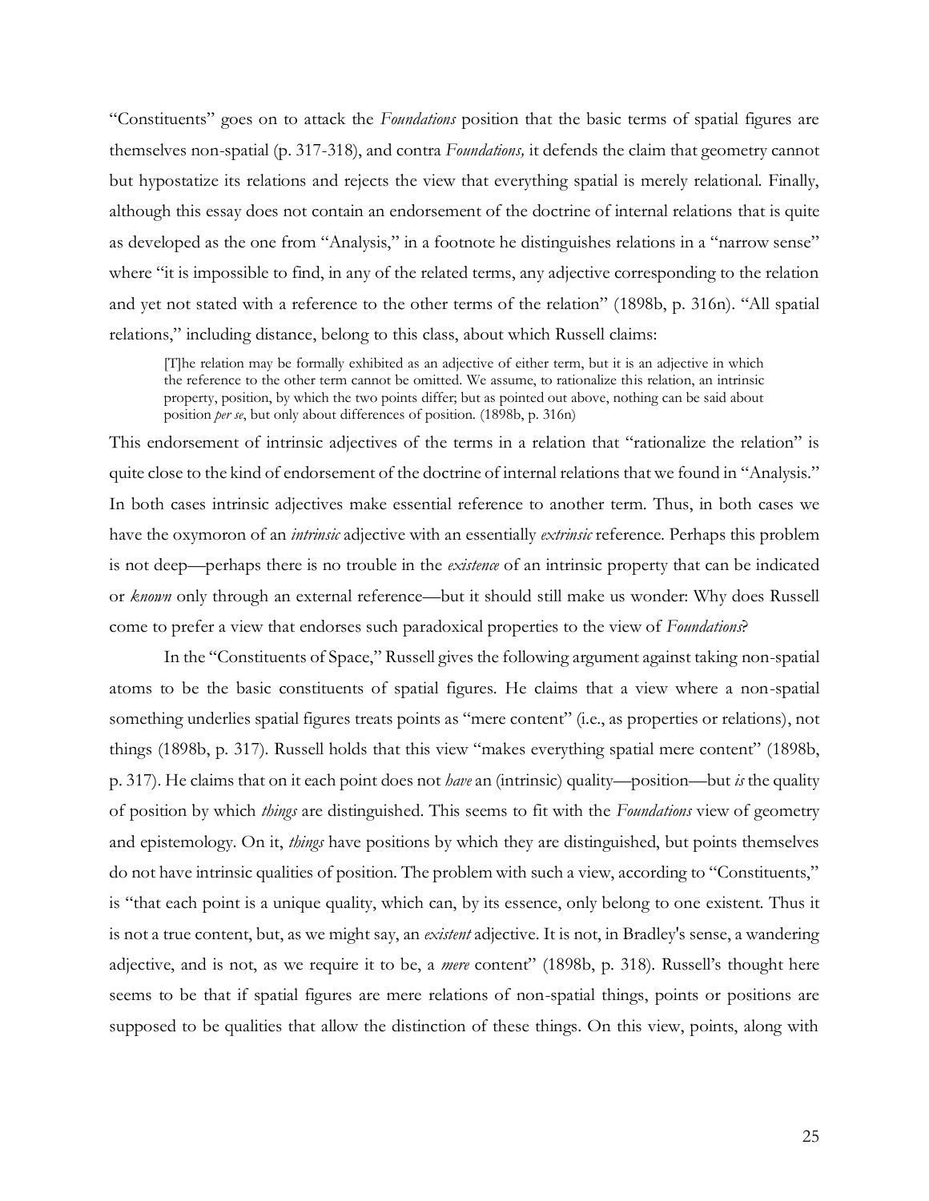"Constituents" goes on to attack the *Foundations* position that the basic terms of spatial figures are themselves non-spatial (p. 317-318), and contra *Foundations,* it defends the claim that geometry cannot but hypostatize its relations and rejects the view that everything spatial is merely relational. Finally, although this essay does not contain an endorsement of the doctrine of internal relations that is quite as developed as the one from "Analysis," in a footnote he distinguishes relations in a "narrow sense" where "it is impossible to find, in any of the related terms, any adjective corresponding to the relation and yet not stated with a reference to the other terms of the relation" (1898b, p. 316n). "All spatial relations," including distance, belong to this class, about which Russell claims:

> [T]he relation may be formally exhibited as an adjective of either term, but it is an adjective in which the reference to the other term cannot be omitted. We assume, to rationalize this relation, an intrinsic property, position, by which the two points differ; but as pointed out above, nothing can be said about position *per se*, but only about differences of position. (1898b, p. 316n)

This endorsement of intrinsic adjectives of the terms in a relation that "rationalize the relation" is quite close to the kind of endorsement of the doctrine of internal relations that we found in "Analysis." In both cases intrinsic adjectives make essential reference to another term. Thus, in both cases we have the oxymoron of an *intrinsic* adjective with an essentially *extrinsic* reference. Perhaps this problem is not deep—perhaps there is no trouble in the *existence* of an intrinsic property that can be indicated or *known* only through an external reference—but it should still make us wonder: Why does Russell come to prefer a view that endorses such paradoxical properties to the view of *Foundations*?

In the "Constituents of Space," Russell gives the following argument against taking non-spatial atoms to be the basic constituents of spatial figures. He claims that a view where a non-spatial something underlies spatial figures treats points as "mere content" (i.e., as properties or relations), not things (1898b, p. 317). Russell holds that this view "makes everything spatial mere content" (1898b, p. 317). He claims that on it each point does not *have* an (intrinsic) quality—position—but *is* the quality of position by which *things* are distinguished. This seems to fit with the *Foundations* view of geometry and epistemology. On it, *things* have positions by which they are distinguished, but points themselves do not have intrinsic qualities of position. The problem with such a view, according to "Constituents," is "that each point is a unique quality, which can, by its essence, only belong to one existent. Thus it is not a true content, but, as we might say, an *existent* adjective. It is not, in Bradley's sense, a wandering adjective, and is not, as we require it to be, a *mere* content" (1898b, p. 318). Russell's thought here seems to be that if spatial figures are mere relations of non-spatial things, points or positions are supposed to be qualities that allow the distinction of these things. On this view, points, along with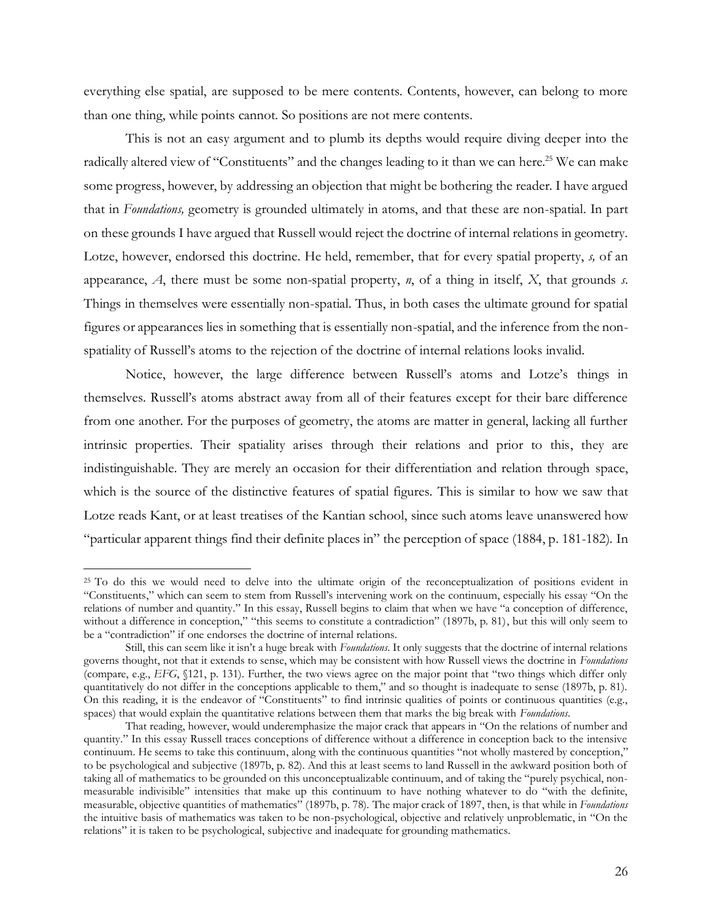everything else spatial, are supposed to be mere contents. Contents, however, can belong to more than one thing, while points cannot. So positions are not mere contents.

This is not an easy argument and to plumb its depths would require diving deeper into the radically altered view of "Constituents" and the changes leading to it than we can here.[25] We can make some progress, however, by addressing an objection that might be bothering the reader. I have argued that in *Foundations,* geometry is grounded ultimately in atoms, and that these are non-spatial. In part on these grounds I have argued that Russell would reject the doctrine of internal relations in geometry. Lotze, however, endorsed this doctrine. He held, remember, that for every spatial property, *s,* of an appearance, *A*, there must be some non-spatial property, *n*, of a thing in itself, *X*, that grounds *s*. Things in themselves were essentially non-spatial. Thus, in both cases the ultimate ground for spatial figures or appearances lies in something that is essentially non-spatial, and the inference from the non-spatiality of Russell's atoms to the rejection of the doctrine of internal relations looks invalid.

Notice, however, the large difference between Russell's atoms and Lotze's things in themselves. Russell's atoms abstract away from all of their features except for their bare difference from one another. For the purposes of geometry, the atoms are matter in general, lacking all further intrinsic properties. Their spatiality arises through their relations and prior to this, they are indistinguishable. They are merely an occasion for their differentiation and relation through space, which is the source of the distinctive features of spatial figures. This is similar to how we saw that Lotze reads Kant, or at least treatises of the Kantian school, since such atoms leave unanswered how "particular apparent things find their definite places in" the perception of space (1884, p. 181-182). In

[25] To do this we would need to delve into the ultimate origin of the reconceptualization of positions evident in "Constituents," which can seem to stem from Russell's intervening work on the continuum, especially his essay "On the relations of number and quantity." In this essay, Russell begins to claim that when we have "a conception of difference, without a difference in conception," "this seems to constitute a contradiction" (1897b, p. 81), but this will only seem to be a "contradiction" if one endorses the doctrine of internal relations.

Still, this can seem like it isn't a huge break with *Foundations*. It only suggests that the doctrine of internal relations governs thought, not that it extends to sense, which may be consistent with how Russell views the doctrine in *Foundations* (compare, e.g., *EFG*, §121, p. 131). Further, the two views agree on the major point that "two things which differ only quantitatively do not differ in the conceptions applicable to them," and so thought is inadequate to sense (1897b, p. 81). On this reading, it is the endeavor of "Constituents" to find intrinsic qualities of points or continuous quantities (e.g., spaces) that would explain the quantitative relations between them that marks the big break with *Foundations*.

That reading, however, would underemphasize the major crack that appears in "On the relations of number and quantity." In this essay Russell traces conceptions of difference without a difference in conception back to the intensive continuum. He seems to take this continuum, along with the continuous quantities "not wholly mastered by conception," to be psychological and subjective (1897b, p. 82). And this at least seems to land Russell in the awkward position both of taking all of mathematics to be grounded on this unconceptualizable continuum, and of taking the "purely psychical, non-measurable indivisible" intensities that make up this continuum to have nothing whatever to do "with the definite, measurable, objective quantities of mathematics" (1897b, p. 78). The major crack of 1897, then, is that while in *Foundations* the intuitive basis of mathematics was taken to be non-psychological, objective and relatively unproblematic, in "On the relations" it is taken to be psychological, subjective and inadequate for grounding mathematics.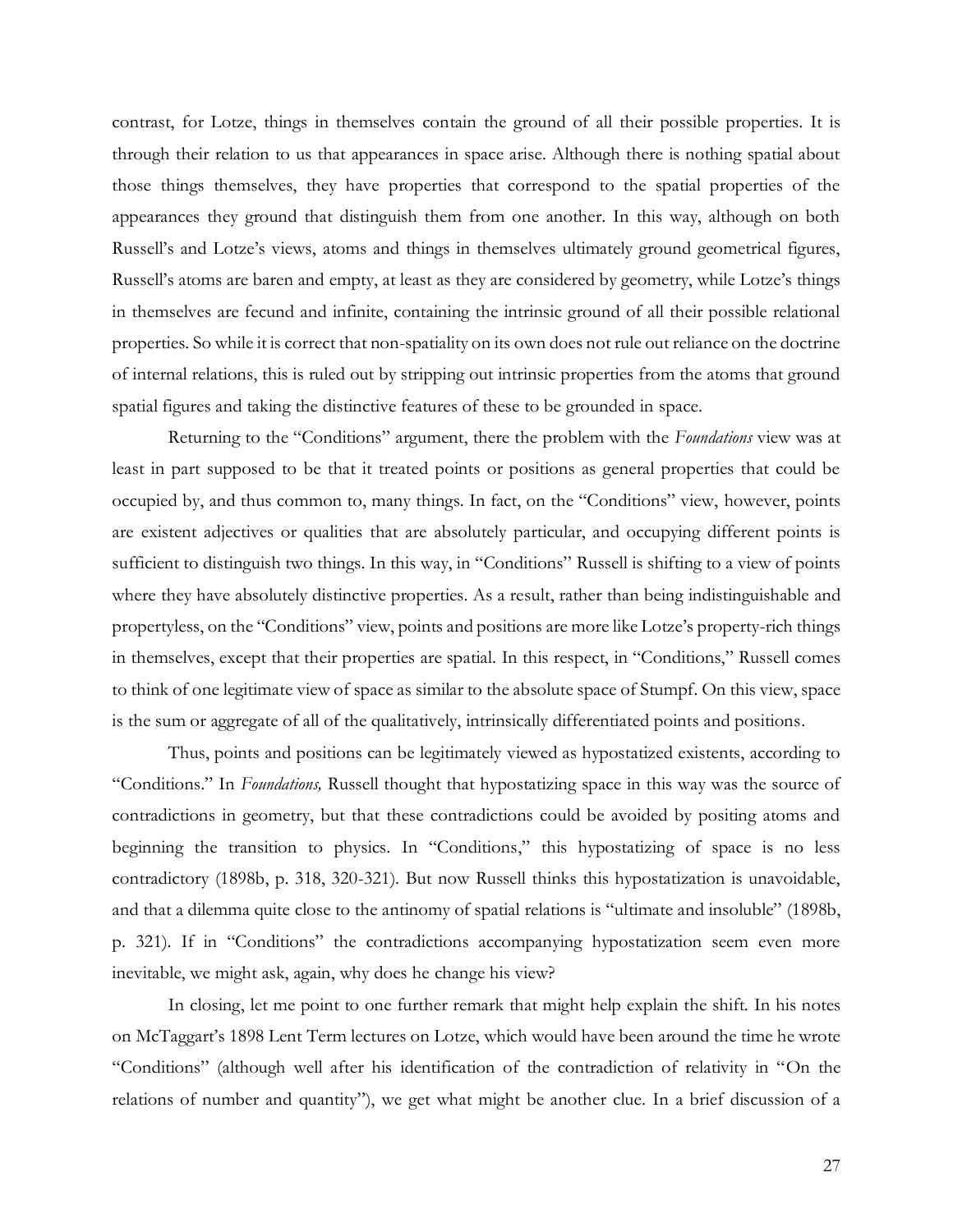contrast, for Lotze, things in themselves contain the ground of all their possible properties. It is through their relation to us that appearances in space arise. Although there is nothing spatial about those things themselves, they have properties that correspond to the spatial properties of the appearances they ground that distinguish them from one another. In this way, although on both Russell's and Lotze's views, atoms and things in themselves ultimately ground geometrical figures, Russell's atoms are baren and empty, at least as they are considered by geometry, while Lotze's things in themselves are fecund and infinite, containing the intrinsic ground of all their possible relational properties. So while it is correct that non-spatiality on its own does not rule out reliance on the doctrine of internal relations, this is ruled out by stripping out intrinsic properties from the atoms that ground spatial figures and taking the distinctive features of these to be grounded in space.

Returning to the "Conditions" argument, there the problem with the *Foundations* view was at least in part supposed to be that it treated points or positions as general properties that could be occupied by, and thus common to, many things. In fact, on the "Conditions" view, however, points are existent adjectives or qualities that are absolutely particular, and occupying different points is sufficient to distinguish two things. In this way, in "Conditions" Russell is shifting to a view of points where they have absolutely distinctive properties. As a result, rather than being indistinguishable and propertyless, on the "Conditions" view, points and positions are more like Lotze's property-rich things in themselves, except that their properties are spatial. In this respect, in "Conditions," Russell comes to think of one legitimate view of space as similar to the absolute space of Stumpf. On this view, space is the sum or aggregate of all of the qualitatively, intrinsically differentiated points and positions.

Thus, points and positions can be legitimately viewed as hypostatized existents, according to "Conditions." In *Foundations,* Russell thought that hypostatizing space in this way was the source of contradictions in geometry, but that these contradictions could be avoided by positing atoms and beginning the transition to physics. In "Conditions," this hypostatizing of space is no less contradictory (1898b, p. 318, 320-321). But now Russell thinks this hypostatization is unavoidable, and that a dilemma quite close to the antinomy of spatial relations is "ultimate and insoluble" (1898b, p. 321). If in "Conditions" the contradictions accompanying hypostatization seem even more inevitable, we might ask, again, why does he change his view?

In closing, let me point to one further remark that might help explain the shift. In his notes on McTaggart's 1898 Lent Term lectures on Lotze, which would have been around the time he wrote "Conditions" (although well after his identification of the contradiction of relativity in "On the relations of number and quantity"), we get what might be another clue. In a brief discussion of a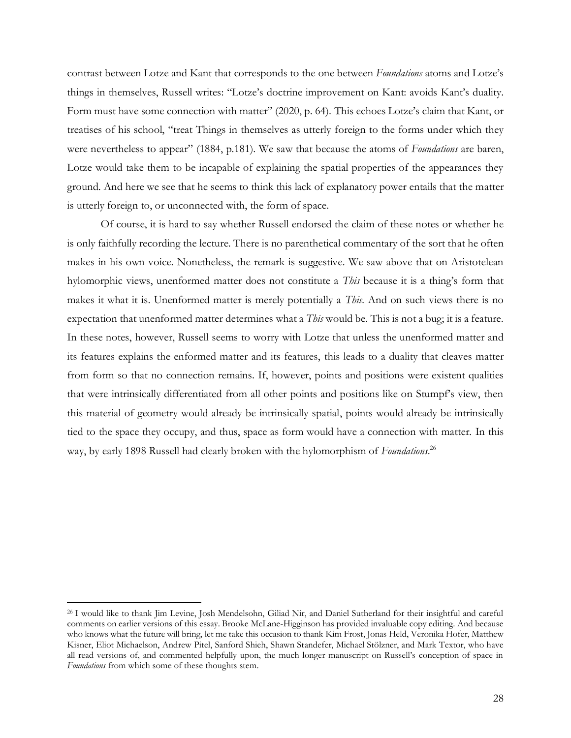contrast between Lotze and Kant that corresponds to the one between *Foundations* atoms and Lotze's things in themselves, Russell writes: "Lotze's doctrine improvement on Kant: avoids Kant's duality. Form must have some connection with matter" (2020, p. 64). This echoes Lotze's claim that Kant, or treatises of his school, "treat Things in themselves as utterly foreign to the forms under which they were nevertheless to appear" (1884, p.181). We saw that because the atoms of *Foundations* are baren, Lotze would take them to be incapable of explaining the spatial properties of the appearances they ground. And here we see that he seems to think this lack of explanatory power entails that the matter is utterly foreign to, or unconnected with, the form of space.

Of course, it is hard to say whether Russell endorsed the claim of these notes or whether he is only faithfully recording the lecture. There is no parenthetical commentary of the sort that he often makes in his own voice. Nonetheless, the remark is suggestive. We saw above that on Aristotelean hylomorphic views, unenformed matter does not constitute a *This* because it is a thing's form that makes it what it is. Unenformed matter is merely potentially a *This*. And on such views there is no expectation that unenformed matter determines what a *This* would be. This is not a bug; it is a feature. In these notes, however, Russell seems to worry with Lotze that unless the unenformed matter and its features explains the enformed matter and its features, this leads to a duality that cleaves matter from form so that no connection remains. If, however, points and positions were existent qualities that were intrinsically differentiated from all other points and positions like on Stumpf's view, then this material of geometry would already be intrinsically spatial, points would already be intrinsically tied to the space they occupy, and thus, space as form would have a connection with matter. In this way, by early 1898 Russell had clearly broken with the hylomorphism of *Foundations*.[26]

---

[26] I would like to thank Jim Levine, Josh Mendelsohn, Giliad Nir, and Daniel Sutherland for their insightful and careful comments on earlier versions of this essay. Brooke McLane-Higginson has provided invaluable copy editing. And because who knows what the future will bring, let me take this occasion to thank Kim Frost, Jonas Held, Veronika Hofer, Matthew Kisner, Eliot Michaelson, Andrew Pitel, Sanford Shieh, Shawn Standefer, Michael Stölzner, and Mark Textor, who have all read versions of, and commented helpfully upon, the much longer manuscript on Russell's conception of space in *Foundations* from which some of these thoughts stem.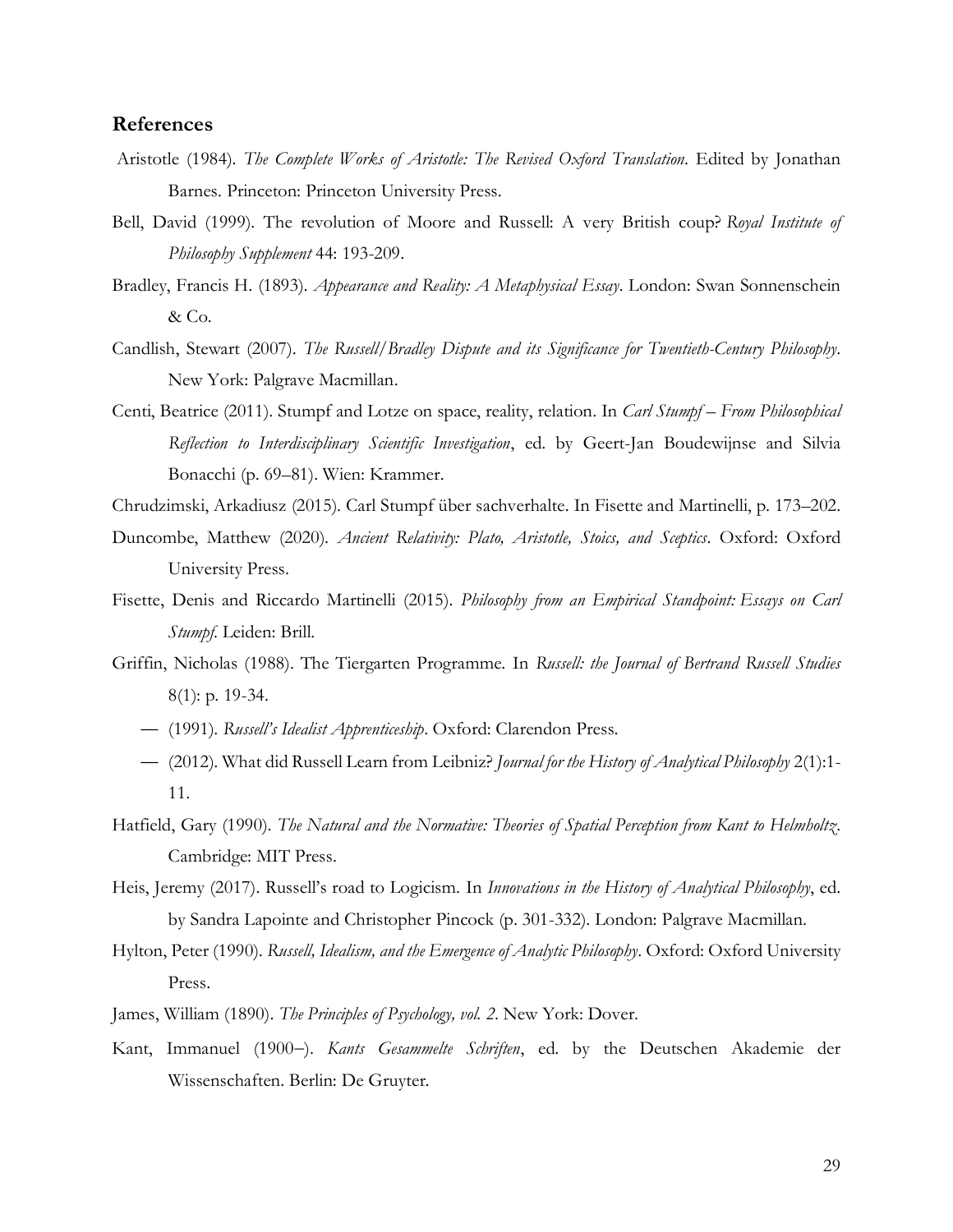## References

Aristotle (1984). *The Complete Works of Aristotle: The Revised Oxford Translation*. Edited by Jonathan Barnes. Princeton: Princeton University Press.

Bell, David (1999). The revolution of Moore and Russell: A very British coup? *Royal Institute of Philosophy Supplement* 44: 193-209.

Bradley, Francis H. (1893). *Appearance and Reality: A Metaphysical Essay*. London: Swan Sonnenschein & Co.

Candlish, Stewart (2007). *The Russell/Bradley Dispute and its Significance for Twentieth-Century Philosophy*. New York: Palgrave Macmillan.

Centi, Beatrice (2011). Stumpf and Lotze on space, reality, relation. In *Carl Stumpf – From Philosophical Reflection to Interdisciplinary Scientific Investigation*, ed. by Geert-Jan Boudewijnse and Silvia Bonacchi (p. 69–81). Wien: Krammer.

Chrudzimski, Arkadiusz (2015). Carl Stumpf über sachverhalte. In Fisette and Martinelli, p. 173–202.

Duncombe, Matthew (2020). *Ancient Relativity: Plato, Aristotle, Stoics, and Sceptics*. Oxford: Oxford University Press.

Fisette, Denis and Riccardo Martinelli (2015). *Philosophy from an Empirical Standpoint: Essays on Carl Stumpf*. Leiden: Brill.

Griffin, Nicholas (1988). The Tiergarten Programme. In *Russell: the Journal of Bertrand Russell Studies* 8(1): p. 19-34.

— (1991). *Russell's Idealist Apprenticeship*. Oxford: Clarendon Press.

— (2012). What did Russell Learn from Leibniz? *Journal for the History of Analytical Philosophy* 2(1):1-11.

Hatfield, Gary (1990). *The Natural and the Normative: Theories of Spatial Perception from Kant to Helmholtz*. Cambridge: MIT Press.

Heis, Jeremy (2017). Russell's road to Logicism. In *Innovations in the History of Analytical Philosophy*, ed. by Sandra Lapointe and Christopher Pincock (p. 301-332). London: Palgrave Macmillan.

Hylton, Peter (1990). *Russell, Idealism, and the Emergence of Analytic Philosophy*. Oxford: Oxford University Press.

James, William (1890). *The Principles of Psychology, vol. 2*. New York: Dover.

Kant, Immanuel (1900–). *Kants Gesammelte Schriften*, ed. by the Deutschen Akademie der Wissenschaften. Berlin: De Gruyter.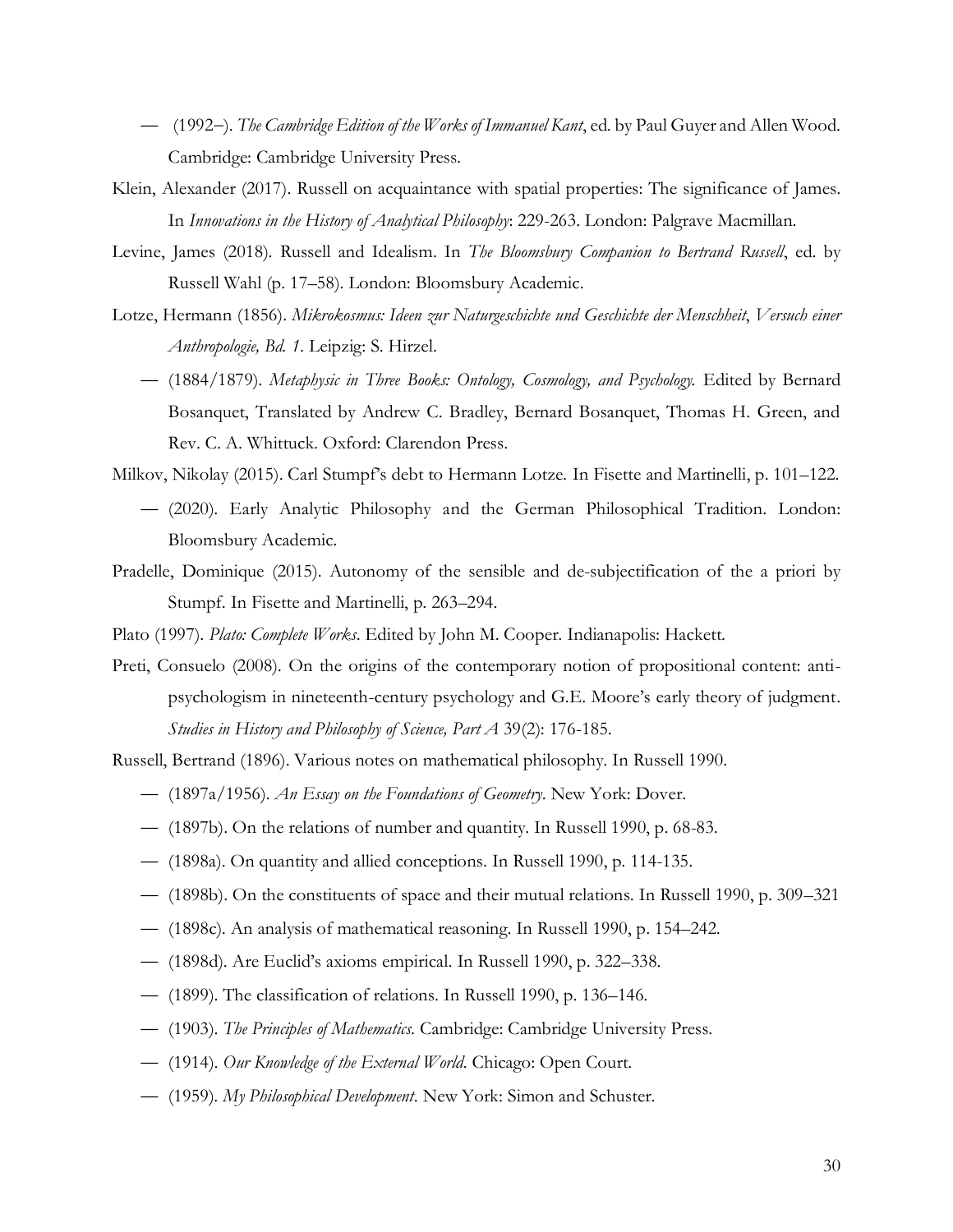— (1992–). *The Cambridge Edition of the Works of Immanuel Kant*, ed. by Paul Guyer and Allen Wood. Cambridge: Cambridge University Press.

Klein, Alexander (2017). Russell on acquaintance with spatial properties: The significance of James. In *Innovations in the History of Analytical Philosophy*: 229-263. London: Palgrave Macmillan.

Levine, James (2018). Russell and Idealism. In *The Bloomsbury Companion to Bertrand Russell*, ed. by Russell Wahl (p. 17–58). London: Bloomsbury Academic.

Lotze, Hermann (1856). *Mikrokosmus: Ideen zur Naturgeschichte und Geschichte der Menschheit*, *Versuch einer Anthropologie, Bd. 1*. Leipzig: S. Hirzel.

— (1884/1879). *Metaphysic in Three Books: Ontology, Cosmology, and Psychology.* Edited by Bernard Bosanquet, Translated by Andrew C. Bradley, Bernard Bosanquet, Thomas H. Green, and Rev. C. A. Whittuck. Oxford: Clarendon Press.

Milkov, Nikolay (2015). Carl Stumpf's debt to Hermann Lotze. In Fisette and Martinelli, p. 101–122.

— (2020). Early Analytic Philosophy and the German Philosophical Tradition. London: Bloomsbury Academic.

Pradelle, Dominique (2015). Autonomy of the sensible and de-subjectification of the a priori by Stumpf. In Fisette and Martinelli, p. 263–294.

Plato (1997). *Plato: Complete Works*. Edited by John M. Cooper. Indianapolis: Hackett.

Preti, Consuelo (2008). On the origins of the contemporary notion of propositional content: anti-psychologism in nineteenth-century psychology and G.E. Moore's early theory of judgment. *Studies in History and Philosophy of Science, Part A* 39(2): 176-185.

Russell, Bertrand (1896). Various notes on mathematical philosophy. In Russell 1990.

— (1897a/1956). *An Essay on the Foundations of Geometry*. New York: Dover.

— (1897b). On the relations of number and quantity. In Russell 1990, p. 68-83.

— (1898a). On quantity and allied conceptions. In Russell 1990, p. 114-135.

— (1898b). On the constituents of space and their mutual relations. In Russell 1990, p. 309–321

— (1898c). An analysis of mathematical reasoning. In Russell 1990, p. 154–242.

— (1898d). Are Euclid's axioms empirical. In Russell 1990, p. 322–338.

— (1899). The classification of relations. In Russell 1990, p. 136–146.

— (1903). *The Principles of Mathematics.* Cambridge: Cambridge University Press.

— (1914). *Our Knowledge of the External World*. Chicago: Open Court.

— (1959). *My Philosophical Development*. New York: Simon and Schuster.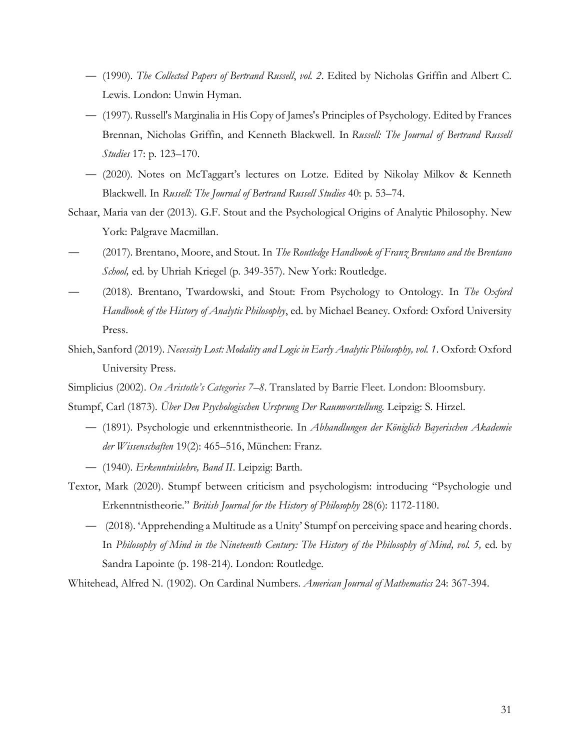— (1990). *The Collected Papers of Bertrand Russell*, *vol. 2*. Edited by Nicholas Griffin and Albert C. Lewis. London: Unwin Hyman.

— (1997). Russell's Marginalia in His Copy of James's Principles of Psychology. Edited by Frances Brennan, Nicholas Griffin, and Kenneth Blackwell. In *Russell: The Journal of Bertrand Russell Studies* 17: p. 123–170.

— (2020). Notes on McTaggart's lectures on Lotze. Edited by Nikolay Milkov & Kenneth Blackwell. In *Russell: The Journal of Bertrand Russell Studies* 40: p. 53–74.

Schaar, Maria van der (2013). G.F. Stout and the Psychological Origins of Analytic Philosophy. New York: Palgrave Macmillan.

— (2017). Brentano, Moore, and Stout. In *The Routledge Handbook of Franz Brentano and the Brentano School,* ed. by Uhriah Kriegel (p. 349-357). New York: Routledge.

— (2018). Brentano, Twardowski, and Stout: From Psychology to Ontology. In *The Oxford Handbook of the History of Analytic Philosophy*, ed. by Michael Beaney. Oxford: Oxford University Press.

Shieh, Sanford (2019). *Necessity Lost: Modality and Logic in Early Analytic Philosophy, vol. 1*. Oxford: Oxford University Press.

Simplicius (2002). *On Aristotle's Categories 7–8*. Translated by Barrie Fleet. London: Bloomsbury.

Stumpf, Carl (1873). *Über Den Psychologischen Ursprung Der Raumvorstellung.* Leipzig: S. Hirzel.

— (1891). Psychologie und erkenntnistheorie. In *Abhandlungen der Königlich Bayerischen Akademie der Wissenschaften* 19(2): 465–516, München: Franz.

— (1940). *Erkenntnislehre, Band II*. Leipzig: Barth.

Textor, Mark (2020). Stumpf between criticism and psychologism: introducing "Psychologie und Erkenntnistheorie." *British Journal for the History of Philosophy* 28(6): 1172-1180.

— (2018). 'Apprehending a Multitude as a Unity' Stumpf on perceiving space and hearing chords. In *Philosophy of Mind in the Nineteenth Century: The History of the Philosophy of Mind, vol. 5,* ed. by Sandra Lapointe (p. 198-214). London: Routledge.

Whitehead, Alfred N. (1902). On Cardinal Numbers. *American Journal of Mathematics* 24: 367-394.